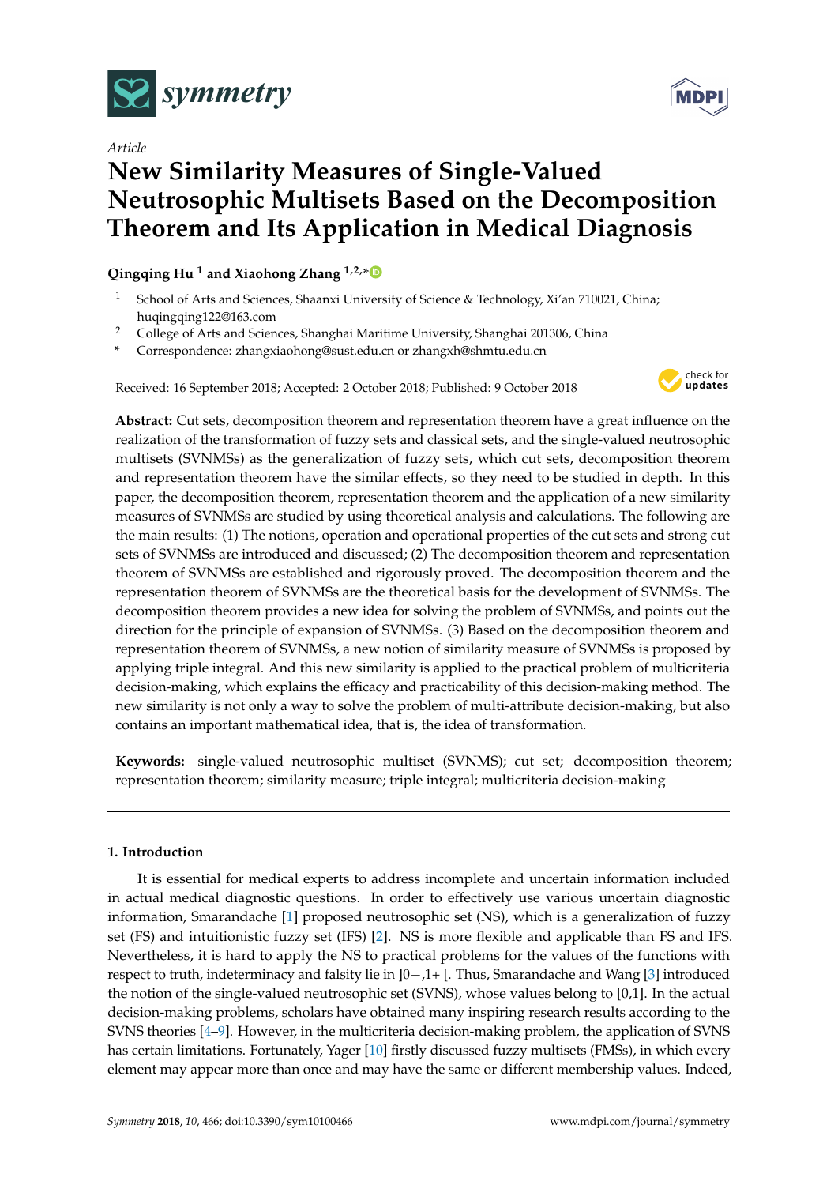*Article*

# New Similarity Measures of Single-Valued Neutrosophic Multisets Based on the Decomposition Theorem and Its Application in Medical Diagnosis

**Qingqing Hu [1] and Xiaohong Zhang [1,2,*]**

[1] School of Arts and Sciences, Shaanxi University of Science & Technology, Xi'an 710021, China; huqingqing122@163.com

[2] College of Arts and Sciences, Shanghai Maritime University, Shanghai 201306, China

\* Correspondence: zhangxiaohong@sust.edu.cn or zhangxh@shmtu.edu.cn

Received: 16 September 2018; Accepted: 2 October 2018; Published: 9 October 2018

**Abstract:** Cut sets, decomposition theorem and representation theorem have a great influence on the realization of the transformation of fuzzy sets and classical sets, and the single-valued neutrosophic multisets (SVNMSs) as the generalization of fuzzy sets, which cut sets, decomposition theorem and representation theorem have the similar effects, so they need to be studied in depth. In this paper, the decomposition theorem, representation theorem and the application of a new similarity measures of SVNMSs are studied by using theoretical analysis and calculations. The following are the main results: (1) The notions, operation and operational properties of the cut sets and strong cut sets of SVNMSs are introduced and discussed; (2) The decomposition theorem and representation theorem of SVNMSs are established and rigorously proved. The decomposition theorem and the representation theorem of SVNMSs are the theoretical basis for the development of SVNMSs. The decomposition theorem provides a new idea for solving the problem of SVNMSs, and points out the direction for the principle of expansion of SVNMSs. (3) Based on the decomposition theorem and representation theorem of SVNMSs, a new notion of similarity measure of SVNMSs is proposed by applying triple integral. And this new similarity is applied to the practical problem of multicriteria decision-making, which explains the efficacy and practicability of this decision-making method. The new similarity is not only a way to solve the problem of multi-attribute decision-making, but also contains an important mathematical idea, that is, the idea of transformation.

**Keywords:** single-valued neutrosophic multiset (SVNMS); cut set; decomposition theorem; representation theorem; similarity measure; triple integral; multicriteria decision-making

## 1. Introduction

It is essential for medical experts to address incomplete and uncertain information included in actual medical diagnostic questions. In order to effectively use various uncertain diagnostic information, Smarandache [1] proposed neutrosophic set (NS), which is a generalization of fuzzy set (FS) and intuitionistic fuzzy set (IFS) [2]. NS is more flexible and applicable than FS and IFS. Nevertheless, it is hard to apply the NS to practical problems for the values of the functions with respect to truth, indeterminacy and falsity lie in $]0-,1+[$. Thus, Smarandache and Wang [3] introduced the notion of the single-valued neutrosophic set (SVNS), whose values belong to [0,1]. In the actual decision-making problems, scholars have obtained many inspiring research results according to the SVNS theories [4–9]. However, in the multicriteria decision-making problem, the application of SVNS has certain limitations. Fortunately, Yager [10] firstly discussed fuzzy multisets (FMSs), in which every element may appear more than once and may have the same or different membership values. Indeed,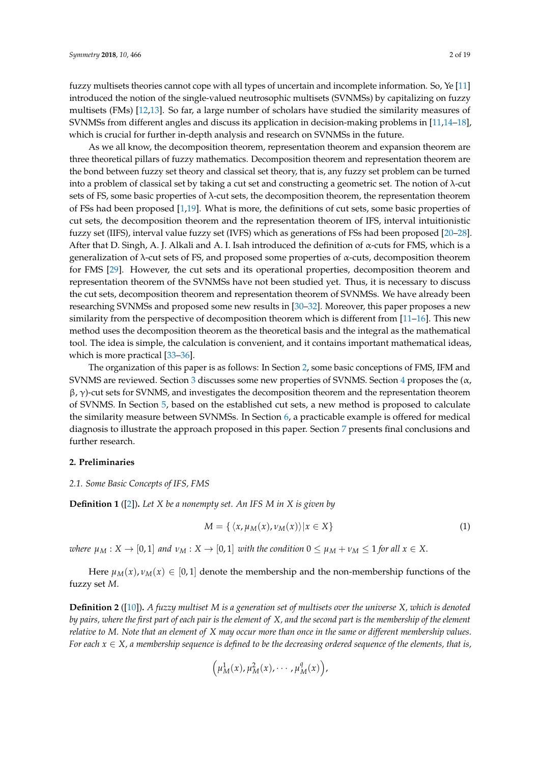fuzzy multisets theories cannot cope with all types of uncertain and incomplete information. So, Ye [11] introduced the notion of the single-valued neutrosophic multisets (SVNMSs) by capitalizing on fuzzy multisets (FMs) [12,13]. So far, a large number of scholars have studied the similarity measures of SVNMSs from different angles and discuss its application in decision-making problems in [11,14–18], which is crucial for further in-depth analysis and research on SVNMSs in the future.

As we all know, the decomposition theorem, representation theorem and expansion theorem are three theoretical pillars of fuzzy mathematics. Decomposition theorem and representation theorem are the bond between fuzzy set theory and classical set theory, that is, any fuzzy set problem can be turned into a problem of classical set by taking a cut set and constructing a geometric set. The notion of λ-cut sets of FS, some basic properties of λ-cut sets, the decomposition theorem, the representation theorem of FSs had been proposed [1,19]. What is more, the definitions of cut sets, some basic properties of cut sets, the decomposition theorem and the representation theorem of IFS, interval intuitionistic fuzzy set (IIFS), interval value fuzzy set (IVFS) which as generations of FSs had been proposed [20–28]. After that D. Singh, A. J. Alkali and A. I. Isah introduced the definition of α-cuts for FMS, which is a generalization of λ-cut sets of FS, and proposed some properties of α-cuts, decomposition theorem for FMS [29]. However, the cut sets and its operational properties, decomposition theorem and representation theorem of the SVNMSs have not been studied yet. Thus, it is necessary to discuss the cut sets, decomposition theorem and representation theorem of SVNMSs. We have already been researching SVNMSs and proposed some new results in [30–32]. Moreover, this paper proposes a new similarity from the perspective of decomposition theorem which is different from [11–16]. This new method uses the decomposition theorem as the theoretical basis and the integral as the mathematical tool. The idea is simple, the calculation is convenient, and it contains important mathematical ideas, which is more practical [33–36].

The organization of this paper is as follows: In Section 2, some basic conceptions of FMS, IFM and SVNMS are reviewed. Section 3 discusses some new properties of SVNMS. Section 4 proposes the (α, β, γ)-cut sets for SVNMS, and investigates the decomposition theorem and the representation theorem of SVNMS. In Section 5, based on the established cut sets, a new method is proposed to calculate the similarity measure between SVNMSs. In Section 6, a practicable example is offered for medical diagnosis to illustrate the approach proposed in this paper. Section 7 presents final conclusions and further research.

## 2. Preliminaries

### 2.1. Some Basic Concepts of IFS, FMS

**Definition 1** ([2]). *Let $X$ be a nonempty set. An IFS $M$ in $X$ is given by*

$$M = \{ \langle x, \mu_M(x), \nu_M(x) \rangle | x \in X \} \tag{1}$$

*where $\mu_M : X \to [0,1]$ and $\nu_M : X \to [0,1]$ with the condition $0 \le \mu_M + \nu_M \le 1$ for all $x \in X$.*

Here $\mu_M(x), \nu_M(x) \in [0,1]$ denote the membership and the non-membership functions of the fuzzy set $M$.

**Definition 2** ([10]). *A fuzzy multiset $M$ is a generation set of multisets over the universe $X$, which is denoted by pairs, where the first part of each pair is the element of $X$, and the second part is the membership of the element relative to $M$. Note that an element of $X$ may occur more than once in the same or different membership values. For each $x \in X$, a membership sequence is defined to be the decreasing ordered sequence of the elements, that is,*

$$\left(\mu_M^1(x), \mu_M^2(x), \cdots, \mu_M^q(x)\right),$$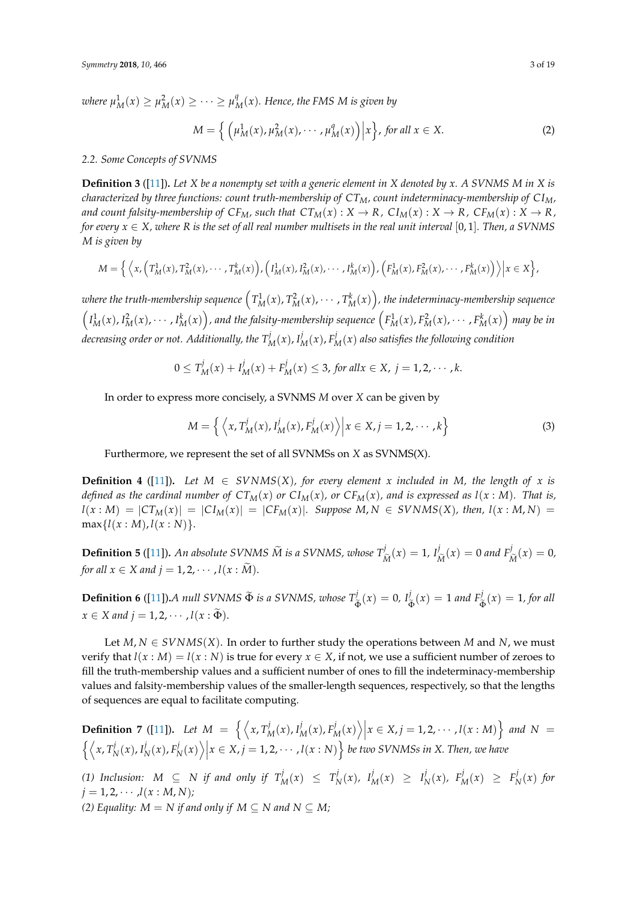where $\mu_M^1(x) \geq \mu_M^2(x) \geq \cdots \geq \mu_M^q(x)$. Hence, the FMS $M$ is given by

$$M = \left\{ \left( \mu_M^1(x), \mu_M^2(x), \cdots, \mu_M^q(x) \right) \Big| x \right\}, \text{ for all } x \in X. \tag{2}$$

### 2.2. Some Concepts of SVNMS

**Definition 3** ([11]). *Let $X$ be a nonempty set with a generic element in $X$ denoted by $x$. A SVNMS $M$ in $X$ is characterized by three functions: count truth-membership of $CT_M$, count indeterminacy-membership of $CI_M$, and count falsity-membership of $CF_M$, such that $CT_M(x): X \to R$, $CI_M(x): X \to R$, $CF_M(x): X \to R$, for every $x \in X$, where $R$ is the set of all real number multisets in the real unit interval $[0,1]$. Then, a SVNMS $M$ is given by*

$$M = \left\{ \left\langle x, \left(T_M^1(x), T_M^2(x), \cdots, T_M^k(x)\right), \left(I_M^1(x), I_M^2(x), \cdots, I_M^k(x)\right), \left(F_M^1(x), F_M^2(x), \cdots, F_M^k(x)\right) \right\rangle \Big| x \in X \right\},$$

*where the truth-membership sequence $\left(T_M^1(x), T_M^2(x), \cdots, T_M^k(x)\right)$, the indeterminacy-membership sequence $\left(I_M^1(x), I_M^2(x), \cdots, I_M^k(x)\right)$, and the falsity-membership sequence $\left(F_M^1(x), F_M^2(x), \cdots, F_M^k(x)\right)$ may be in decreasing order or not. Additionally, the $T_M^j(x), I_M^j(x), F_M^j(x)$ also satisfies the following condition*

$$0 \leq T_M^j(x) + I_M^j(x) + F_M^j(x) \leq 3, \text{ for all} x \in X, \ j = 1, 2, \cdots, k.$$

In order to express more concisely, a SVNMS $M$ over $X$ can be given by

$$M = \left\{ \left\langle x, T_M^j(x), I_M^j(x), F_M^j(x) \right\rangle \Big| x \in X, j = 1, 2, \cdots, k \right\} \tag{3}$$

Furthermore, we represent the set of all SVNMSs on $X$ as SVNMS(X).

**Definition 4** ([11]). *Let $M \in SVNMS(X)$, for every element $x$ included in $M$, the length of $x$ is defined as the cardinal number of $CT_M(x)$ or $CI_M(x)$, or $CF_M(x)$, and is expressed as $l(x:M)$. That is, $l(x:M) = |CT_M(x)| = |CI_M(x)| = |CF_M(x)|$. Suppose $M, N \in SVNMS(X)$, then, $l(x:M,N) = \max\{l(x:M), l(x:N)\}$.*

**Definition 5** ([11]). *An absolute SVNMS $\widetilde{M}$ is a SVNMS, whose $T_{\widetilde{M}}^j(x) = 1$, $I_{\widetilde{M}}^j(x) = 0$ and $F_{\widetilde{M}}^j(x) = 0$, for all $x \in X$ and $j = 1, 2, \cdots, l(x:\widetilde{M})$.*

**Definition 6** ([11]). *A null SVNMS $\widetilde{\Phi}$ is a SVNMS, whose $T_{\widetilde{\Phi}}^j(x) = 0$, $I_{\widetilde{\Phi}}^j(x) = 1$ and $F_{\widetilde{\Phi}}^j(x) = 1$, for all $x \in X$ and $j = 1, 2, \cdots, l(x:\widetilde{\Phi})$.*

Let $M, N \in SVNMS(X)$. In order to further study the operations between $M$ and $N$, we must verify that $l(x:M) = l(x:N)$ is true for every $x \in X$, if not, we use a sufficient number of zeroes to fill the truth-membership values and a sufficient number of ones to fill the indeterminacy-membership values and falsity-membership values of the smaller-length sequences, respectively, so that the lengths of sequences are equal to facilitate computing.

**Definition 7** ([11]). *Let $M = \left\{ \left\langle x, T_M^j(x), I_M^j(x), F_M^j(x) \right\rangle \Big| x \in X, j = 1, 2, \cdots, l(x:M) \right\}$ and $N = \left\{ \left\langle x, T_N^j(x), I_N^j(x), F_N^j(x) \right\rangle \Big| x \in X, j = 1, 2, \cdots, l(x:N) \right\}$ be two SVNMSs in $X$. Then, we have*

*(1) Inclusion: $M \subseteq N$ if and only if $T_M^j(x) \leq T_N^j(x)$, $I_M^j(x) \geq I_N^j(x)$, $F_M^j(x) \geq F_N^j(x)$ for $j = 1, 2, \cdots, l(x:M,N)$;*
*(2) Equality: $M = N$ if and only if $M \subseteq N$ and $N \subseteq M$;*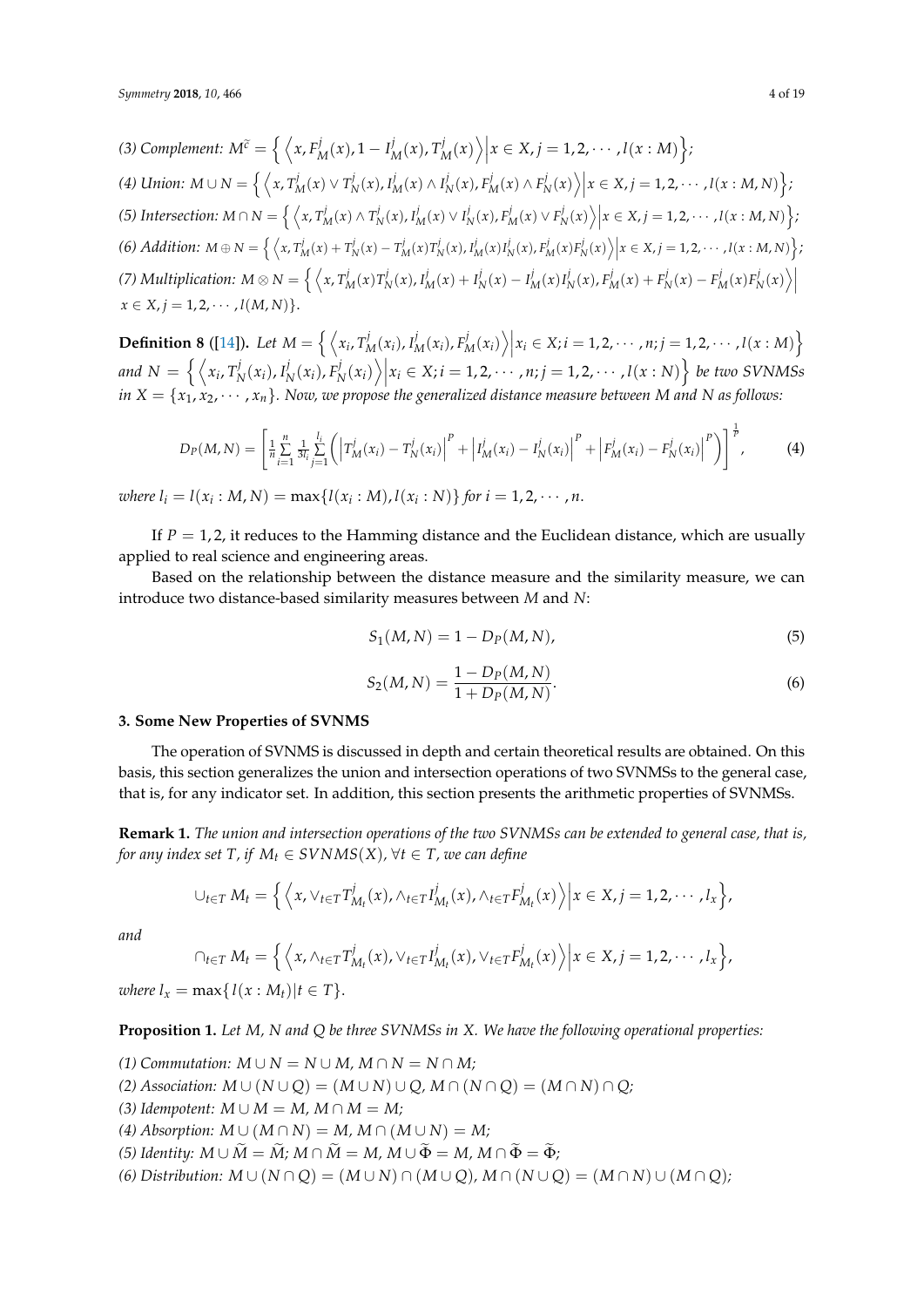*(3) Complement:* $M^{\tilde{c}} = \left\{ \left\langle x, F_M^j(x), 1 - I_M^j(x), T_M^j(x) \right\rangle \middle| x \in X, j = 1, 2, \cdots, l(x:M) \right\}$;

*(4) Union:* $M \cup N = \left\{ \left\langle x, T_M^j(x) \vee T_N^j(x), I_M^j(x) \wedge I_N^j(x), F_M^j(x) \wedge F_N^j(x) \right\rangle \middle| x \in X, j = 1, 2, \cdots, l(x:M,N) \right\}$;

*(5) Intersection:* $M \cap N = \left\{ \left\langle x, T_M^j(x) \wedge T_N^j(x), I_M^j(x) \vee I_N^j(x), F_M^j(x) \vee F_N^j(x) \right\rangle \middle| x \in X, j = 1, 2, \cdots, l(x:M,N) \right\}$;

*(6) Addition:* $M \oplus N = \left\{ \left\langle x, T_M^j(x) + T_N^j(x) - T_M^j(x) T_N^j(x), I_M^j(x) I_N^j(x), F_M^j(x) F_N^j(x) \right\rangle \middle| x \in X, j = 1, 2, \cdots, l(x:M,N) \right\}$;

*(7) Multiplication:* $M \otimes N = \left\{ \left\langle x, T_M^j(x) T_N^j(x), I_M^j(x) + I_N^j(x) - I_M^j(x) I_N^j(x), F_M^j(x) + F_N^j(x) - F_M^j(x) F_N^j(x) \right\rangle \middle| x \in X, j = 1, 2, \cdots, l(M,N) \right\}$.

**Definition 8** ([14]). *Let* $M = \left\{ \left\langle x_i, T_M^j(x_i), I_M^j(x_i), F_M^j(x_i) \right\rangle \middle| x_i \in X; i = 1, 2, \cdots, n; j = 1, 2, \cdots, l(x:M) \right\}$ *and* $N = \left\{ \left\langle x_i, T_N^j(x_i), I_N^j(x_i), F_N^j(x_i) \right\rangle \middle| x_i \in X; i = 1, 2, \cdots, n; j = 1, 2, \cdots, l(x:N) \right\}$ *be two SVNMSs in* $X = \{x_1, x_2, \cdots, x_n\}$. *Now, we propose the generalized distance measure between M and N as follows:*

$$D_P(M,N) = \left[ \frac{1}{n} \sum_{i=1}^{n} \frac{1}{3l_i} \sum_{j=1}^{l_i} \left( \left| T_M^j(x_i) - T_N^j(x_i) \right|^P + \left| I_M^j(x_i) - I_N^j(x_i) \right|^P + \left| F_M^j(x_i) - F_N^j(x_i) \right|^P \right) \right]^{\frac{1}{P}}, \tag{4}$$

*where* $l_i = l(x_i : M, N) = \max\{l(x_i : M), l(x_i : N)\}$ *for* $i = 1, 2, \cdots, n$.

If $P = 1, 2$, it reduces to the Hamming distance and the Euclidean distance, which are usually applied to real science and engineering areas.

Based on the relationship between the distance measure and the similarity measure, we can introduce two distance-based similarity measures between $M$ and $N$:

$$S_1(M,N) = 1 - D_P(M,N), \tag{5}$$

$$S_2(M,N) = \frac{1 - D_P(M,N)}{1 + D_P(M,N)}. \tag{6}$$

## 3. Some New Properties of SVNMS

The operation of SVNMS is discussed in depth and certain theoretical results are obtained. On this basis, this section generalizes the union and intersection operations of two SVNMSs to the general case, that is, for any indicator set. In addition, this section presents the arithmetic properties of SVNMSs.

**Remark 1.** *The union and intersection operations of the two SVNMSs can be extended to general case, that is, for any index set T, if* $M_t \in SVNMS(X)$, $\forall t \in T$, *we can define*

$$\cup_{t \in T} M_t = \left\{ \left\langle x, \vee_{t \in T} T_{M_t}^j(x), \wedge_{t \in T} I_{M_t}^j(x), \wedge_{t \in T} F_{M_t}^j(x) \right\rangle \middle| x \in X, j = 1, 2, \cdots, l_x \right\},$$

*and*

$$\cap_{t \in T} M_t = \left\{ \left\langle x, \wedge_{t \in T} T_{M_t}^j(x), \vee_{t \in T} I_{M_t}^j(x), \vee_{t \in T} F_{M_t}^j(x) \right\rangle \middle| x \in X, j = 1, 2, \cdots, l_x \right\},$$

*where* $l_x = \max\{l(x : M_t) | t \in T\}$.

**Proposition 1.** *Let M, N and Q be three SVNMSs in X. We have the following operational properties:*

*(1) Commutation:* $M \cup N = N \cup M$, $M \cap N = N \cap M$;
*(2) Association:* $M \cup (N \cup Q) = (M \cup N) \cup Q$, $M \cap (N \cap Q) = (M \cap N) \cap Q$;
*(3) Idempotent:* $M \cup M = M$, $M \cap M = M$;
*(4) Absorption:* $M \cup (M \cap N) = M$, $M \cap (M \cup N) = M$;
*(5) Identity:* $M \cup \widetilde{M} = \widetilde{M}$; $M \cap \widetilde{M} = M$, $M \cup \widetilde{\Phi} = M$, $M \cap \widetilde{\Phi} = \widetilde{\Phi}$;
*(6) Distribution:* $M \cup (N \cap Q) = (M \cup N) \cap (M \cup Q)$, $M \cap (N \cup Q) = (M \cap N) \cup (M \cap Q)$;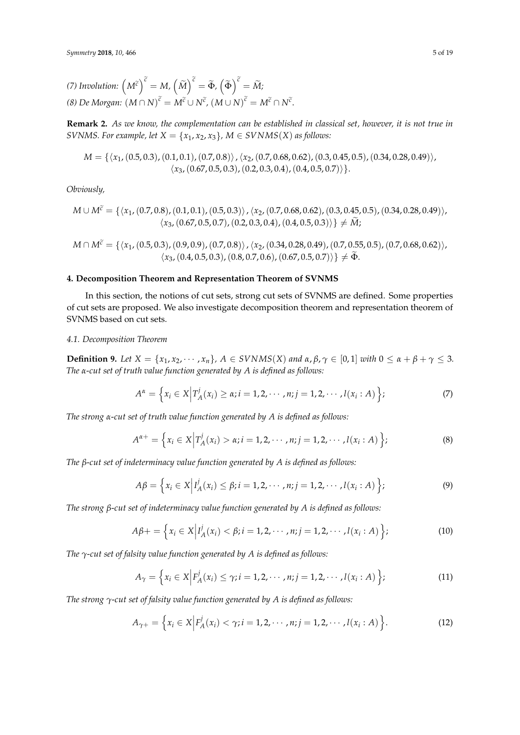*(7) Involution:* $\left(M^{\widetilde{c}}\right)^{\widetilde{c}} = M$, $\left(\widetilde{M}\right)^{\widetilde{c}} = \widetilde{\Phi}$, $\left(\widetilde{\Phi}\right)^{\widetilde{c}} = \widetilde{M}$;
*(8) De Morgan:* $(M \cap N)^{\widetilde{c}} = M^{\widetilde{c}} \cup N^{\widetilde{c}}$, $(M \cup N)^{\widetilde{c}} = M^{\widetilde{c}} \cap N^{\widetilde{c}}$.

**Remark 2.** *As we know, the complementation can be established in classical set, however, it is not true in SVNMS. For example, let $X = \{x_1, x_2, x_3\}$, $M \in SVNMS(X)$ as follows:*

$$M = \{\langle x_1, (0.5, 0.3), (0.1, 0.1), (0.7, 0.8)\rangle, \langle x_2, (0.7, 0.68, 0.62), (0.3, 0.45, 0.5), (0.34, 0.28, 0.49)\rangle, \langle x_3, (0.67, 0.5, 0.3), (0.2, 0.3, 0.4), (0.4, 0.5, 0.7)\rangle\}.$$

*Obviously,*

$$M \cup M^{\widetilde{c}} = \{\langle x_1, (0.7, 0.8), (0.1, 0.1), (0.5, 0.3)\rangle, \langle x_2, (0.7, 0.68, 0.62), (0.3, 0.45, 0.5), (0.34, 0.28, 0.49)\rangle, \langle x_3, (0.67, 0.5, 0.7), (0.2, 0.3, 0.4), (0.4, 0.5, 0.3)\rangle\} \neq \widetilde{M};$$

$$M \cap M^{\widetilde{c}} = \{\langle x_1, (0.5, 0.3), (0.9, 0.9), (0.7, 0.8)\rangle, \langle x_2, (0.34, 0.28, 0.49), (0.7, 0.55, 0.5), (0.7, 0.68, 0.62)\rangle, \langle x_3, (0.4, 0.5, 0.3), (0.8, 0.7, 0.6), (0.67, 0.5, 0.7)\rangle\} \neq \widetilde{\Phi}.$$

## 4. Decomposition Theorem and Representation Theorem of SVNMS

In this section, the notions of cut sets, strong cut sets of SVNMS are defined. Some properties of cut sets are proposed. We also investigate decomposition theorem and representation theorem of SVNMS based on cut sets.

### 4.1. Decomposition Theorem

**Definition 9.** *Let $X = \{x_1, x_2, \cdots, x_n\}$, $A \in SVNMS(X)$ and $\alpha, \beta, \gamma \in [0, 1]$ with $0 \leq \alpha + \beta + \gamma \leq 3$. The $\alpha$-cut set of truth value function generated by $A$ is defined as follows:*

$$A^{\alpha} = \left\{x_i \in X \middle| T_A^j(x_i) \geq \alpha; i = 1, 2, \cdots, n; j = 1, 2, \cdots, l(x_i : A)\right\}; \tag{7}$$

*The strong $\alpha$-cut set of truth value function generated by $A$ is defined as follows:*

$$A^{\alpha+} = \left\{x_i \in X \middle| T_A^j(x_i) > \alpha; i = 1, 2, \cdots, n; j = 1, 2, \cdots, l(x_i : A)\right\}; \tag{8}$$

*The $\beta$-cut set of indeterminacy value function generated by $A$ is defined as follows:*

$$A\beta = \left\{x_i \in X \middle| I_A^j(x_i) \leq \beta; i = 1, 2, \cdots, n; j = 1, 2, \cdots, l(x_i : A)\right\}; \tag{9}$$

*The strong $\beta$-cut set of indeterminacy value function generated by $A$ is defined as follows:*

$$A\beta+ = \left\{x_i \in X \middle| I_A^j(x_i) < \beta; i = 1, 2, \cdots, n; j = 1, 2, \cdots, l(x_i : A)\right\}; \tag{10}$$

*The $\gamma$-cut set of falsity value function generated by $A$ is defined as follows:*

$$A_{\gamma} = \left\{x_i \in X \middle| F_A^j(x_i) \leq \gamma; i = 1, 2, \cdots, n; j = 1, 2, \cdots, l(x_i : A)\right\}; \tag{11}$$

*The strong $\gamma$-cut set of falsity value function generated by $A$ is defined as follows:*

$$A_{\gamma+} = \left\{x_i \in X \middle| F_A^j(x_i) < \gamma; i = 1, 2, \cdots, n; j = 1, 2, \cdots, l(x_i : A)\right\}. \tag{12}$$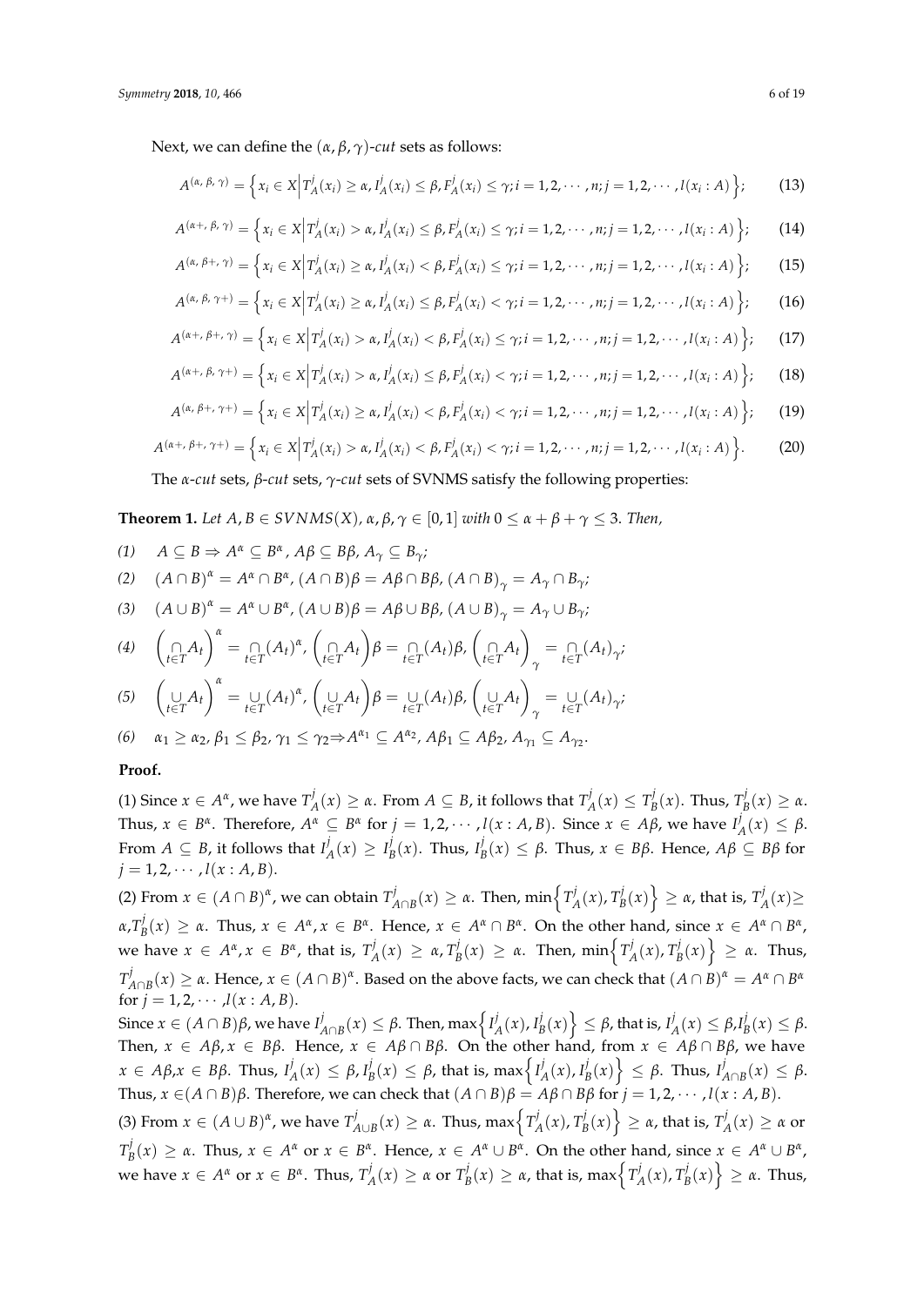Next, we can define the $(\alpha, \beta, \gamma)$-*cut* sets as follows:

$$A^{(\alpha,\ \beta,\ \gamma)} = \left\{ x_i \in X \middle| T_A^j(x_i) \geq \alpha, I_A^j(x_i) \leq \beta, F_A^j(x_i) \leq \gamma; i = 1, 2, \cdots, n; j = 1, 2, \cdots, l(x_i : A) \right\}; \tag{13}$$

$$A^{(\alpha+,\ \beta,\ \gamma)} = \left\{ x_i \in X \middle| T_A^j(x_i) > \alpha, I_A^j(x_i) \leq \beta, F_A^j(x_i) \leq \gamma; i = 1, 2, \cdots, n; j = 1, 2, \cdots, l(x_i : A) \right\}; \tag{14}$$

$$A^{(\alpha,\ \beta+,\ \gamma)} = \left\{ x_i \in X \middle| T_A^j(x_i) \geq \alpha, I_A^j(x_i) < \beta, F_A^j(x_i) \leq \gamma; i = 1, 2, \cdots, n; j = 1, 2, \cdots, l(x_i : A) \right\}; \tag{15}$$

$$A^{(\alpha,\ \beta,\ \gamma+)} = \left\{ x_i \in X \middle| T_A^j(x_i) \geq \alpha, I_A^j(x_i) \leq \beta, F_A^j(x_i) < \gamma; i = 1, 2, \cdots, n; j = 1, 2, \cdots, l(x_i : A) \right\}; \tag{16}$$

$$A^{(\alpha+,\ \beta+,\ \gamma)} = \left\{ x_i \in X \middle| T_A^j(x_i) > \alpha, I_A^j(x_i) < \beta, F_A^j(x_i) \leq \gamma; i = 1, 2, \cdots, n; j = 1, 2, \cdots, l(x_i : A) \right\}; \tag{17}$$

$$A^{(\alpha+,\ \beta,\ \gamma+)} = \left\{ x_i \in X \middle| T_A^j(x_i) > \alpha, I_A^j(x_i) \leq \beta, F_A^j(x_i) < \gamma; i = 1, 2, \cdots, n; j = 1, 2, \cdots, l(x_i : A) \right\}; \tag{18}$$

$$A^{(\alpha,\ \beta+,\ \gamma+)} = \left\{ x_i \in X \middle| T_A^j(x_i) \geq \alpha, I_A^j(x_i) < \beta, F_A^j(x_i) < \gamma; i = 1, 2, \cdots, n; j = 1, 2, \cdots, l(x_i : A) \right\}; \tag{19}$$

$$A^{(\alpha+,\ \beta+,\ \gamma+)} = \left\{ x_i \in X \middle| T_A^j(x_i) > \alpha, I_A^j(x_i) < \beta, F_A^j(x_i) < \gamma; i = 1, 2, \cdots, n; j = 1, 2, \cdots, l(x_i : A) \right\}. \tag{20}$$

The $\alpha$-*cut* sets, $\beta$-*cut* sets, $\gamma$-*cut* sets of SVNMS satisfy the following properties:

**Theorem 1.** *Let $A, B \in SVNMS(X)$, $\alpha, \beta, \gamma \in [0, 1]$ with $0 \leq \alpha + \beta + \gamma \leq 3$. Then,*

*(1)* $A \subseteq B \Rightarrow A^{\alpha} \subseteq B^{\alpha}$, $A\beta \subseteq B\beta$, $A_{\gamma} \subseteq B_{\gamma}$;

*(2)* $(A \cap B)^{\alpha} = A^{\alpha} \cap B^{\alpha}$, $(A \cap B)\beta = A\beta \cap B\beta$, $(A \cap B)_{\gamma} = A_{\gamma} \cap B_{\gamma}$;

*(3)* $(A \cup B)^{\alpha} = A^{\alpha} \cup B^{\alpha}$, $(A \cup B)\beta = A\beta \cup B\beta$, $(A \cup B)_{\gamma} = A_{\gamma} \cup B_{\gamma}$;

*(4)* $\left(\underset{t \in T}{\cap} A_t\right)^{\alpha} = \underset{t \in T}{\cap} (A_t)^{\alpha}$, $\left(\underset{t \in T}{\cap} A_t\right)\beta = \underset{t \in T}{\cap} (A_t)\beta$, $\left(\underset{t \in T}{\cap} A_t\right)_{\gamma} = \underset{t \in T}{\cap} (A_t)_{\gamma}$;

*(5)* $\left(\underset{t \in T}{\cup} A_t\right)^{\alpha} = \underset{t \in T}{\cup} (A_t)^{\alpha}$, $\left(\underset{t \in T}{\cup} A_t\right)\beta = \underset{t \in T}{\cup} (A_t)\beta$, $\left(\underset{t \in T}{\cup} A_t\right)_{\gamma} = \underset{t \in T}{\cup} (A_t)_{\gamma}$;

*(6)* $\alpha_1 \geq \alpha_2$, $\beta_1 \leq \beta_2$, $\gamma_1 \leq \gamma_2 \Rightarrow A^{\alpha_1} \subseteq A^{\alpha_2}$, $A\beta_1 \subseteq A\beta_2$, $A_{\gamma_1} \subseteq A_{\gamma_2}$.

**Proof.**

(1) Since $x \in A^{\alpha}$, we have $T_A^j(x) \geq \alpha$. From $A \subseteq B$, it follows that $T_A^j(x) \leq T_B^j(x)$. Thus, $T_B^j(x) \geq \alpha$. Thus, $x \in B^{\alpha}$. Therefore, $A^{\alpha} \subseteq B^{\alpha}$ for $j = 1, 2, \cdots, l(x : A, B)$. Since $x \in A\beta$, we have $I_A^j(x) \leq \beta$. From $A \subseteq B$, it follows that $I_A^j(x) \geq I_B^j(x)$. Thus, $I_B^j(x) \leq \beta$. Thus, $x \in B\beta$. Hence, $A\beta \subseteq B\beta$ for $j = 1, 2, \cdots, l(x : A, B)$.

(2) From $x \in (A \cap B)^{\alpha}$, we can obtain $T_{A \cap B}^j(x) \geq \alpha$. Then, $\min\left\{T_A^j(x), T_B^j(x)\right\} \geq \alpha$, that is, $T_A^j(x) \geq \alpha$, $T_B^j(x) \geq \alpha$. Thus, $x \in A^{\alpha}, x \in B^{\alpha}$. Hence, $x \in A^{\alpha} \cap B^{\alpha}$. On the other hand, since $x \in A^{\alpha} \cap B^{\alpha}$, we have $x \in A^{\alpha}, x \in B^{\alpha}$, that is, $T_A^j(x) \geq \alpha, T_B^j(x) \geq \alpha$. Then, $\min\left\{T_A^j(x), T_B^j(x)\right\} \geq \alpha$. Thus, $T_{A \cap B}^j(x) \geq \alpha$. Hence, $x \in (A \cap B)^{\alpha}$. Based on the above facts, we can check that $(A \cap B)^{\alpha} = A^{\alpha} \cap B^{\alpha}$ for $j = 1, 2, \cdots, l(x : A, B)$.

Since $x \in (A \cap B)\beta$, we have $I_{A \cap B}^j(x) \leq \beta$. Then, $\max\left\{I_A^j(x), I_B^j(x)\right\} \leq \beta$, that is, $I_A^j(x) \leq \beta, I_B^j(x) \leq \beta$. Then, $x \in A\beta, x \in B\beta$. Hence, $x \in A\beta \cap B\beta$. On the other hand, from $x \in A\beta \cap B\beta$, we have $x \in A\beta, x \in B\beta$. Thus, $I_A^j(x) \leq \beta, I_B^j(x) \leq \beta$, that is, $\max\left\{I_A^j(x), I_B^j(x)\right\} \leq \beta$. Thus, $I_{A \cap B}^j(x) \leq \beta$. Thus, $x \in (A \cap B)\beta$. Therefore, we can check that $(A \cap B)\beta = A\beta \cap B\beta$ for $j = 1, 2, \cdots, l(x : A, B)$.

(3) From $x \in (A \cup B)^{\alpha}$, we have $T_{A \cup B}^j(x) \geq \alpha$. Thus, $\max\left\{T_A^j(x), T_B^j(x)\right\} \geq \alpha$, that is, $T_A^j(x) \geq \alpha$ or $T_B^j(x) \geq \alpha$. Thus, $x \in A^{\alpha}$ or $x \in B^{\alpha}$. Hence, $x \in A^{\alpha} \cup B^{\alpha}$. On the other hand, since $x \in A^{\alpha} \cup B^{\alpha}$, we have $x \in A^{\alpha}$ or $x \in B^{\alpha}$. Thus, $T_A^j(x) \geq \alpha$ or $T_B^j(x) \geq \alpha$, that is, $\max\left\{T_A^j(x), T_B^j(x)\right\} \geq \alpha$. Thus,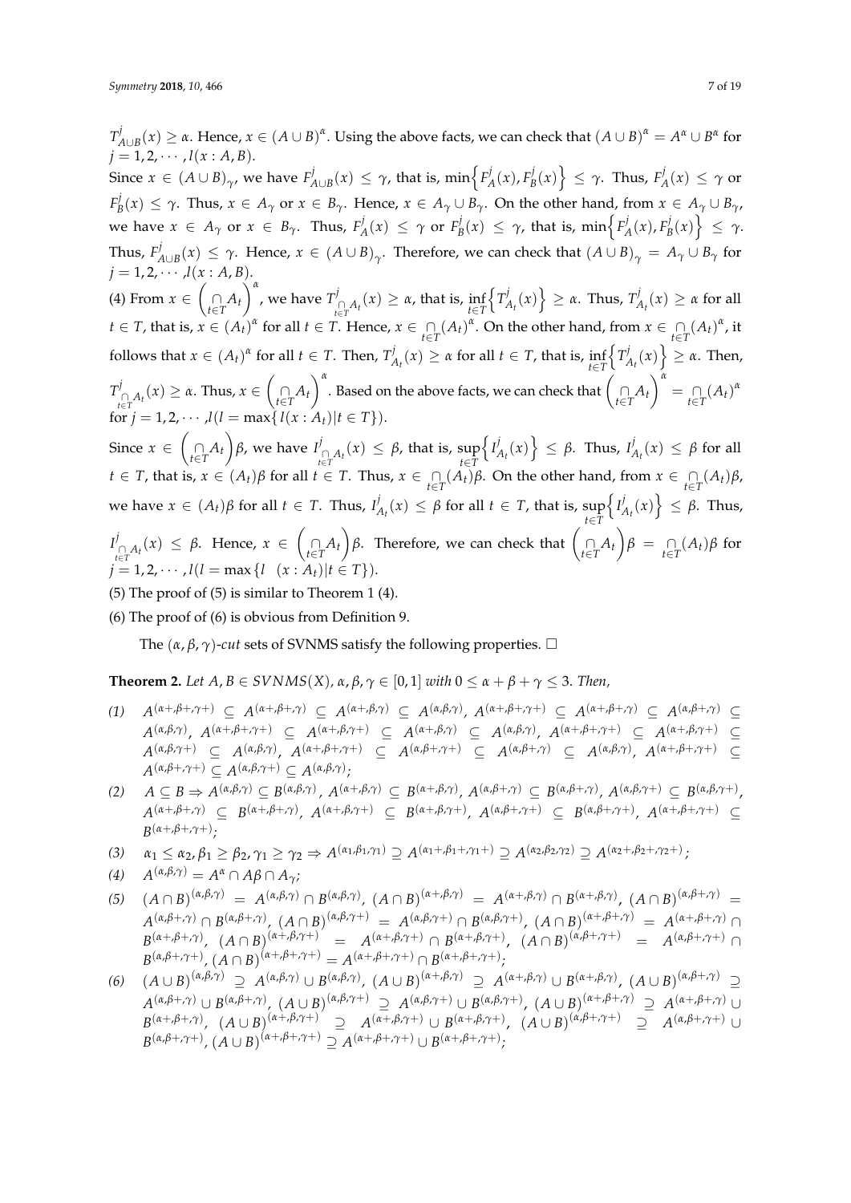$T^j_{A\cup B}(x) \geq \alpha$. Hence, $x \in (A\cup B)^\alpha$. Using the above facts, we can check that $(A\cup B)^\alpha = A^\alpha \cup B^\alpha$ for $j = 1, 2, \cdots, l(x : A, B)$.

Since $x \in (A\cup B)_\gamma$, we have $F^j_{A\cup B}(x) \leq \gamma$, that is, $\min\left\{F^j_A(x), F^j_B(x)\right\} \leq \gamma$. Thus, $F^j_A(x) \leq \gamma$ or $F^j_B(x) \leq \gamma$. Thus, $x \in A_\gamma$ or $x \in B_\gamma$. Hence, $x \in A_\gamma \cup B_\gamma$. On the other hand, from $x \in A_\gamma \cup B_\gamma$, we have $x \in A_\gamma$ or $x \in B_\gamma$. Thus, $F^j_A(x) \leq \gamma$ or $F^j_B(x) \leq \gamma$, that is, $\min\left\{F^j_A(x), F^j_B(x)\right\} \leq \gamma$. Thus, $F^j_{A\cup B}(x) \leq \gamma$. Hence, $x \in (A\cup B)_\gamma$. Therefore, we can check that $(A\cup B)_\gamma = A_\gamma \cup B_\gamma$ for $j = 1, 2, \cdots, l(x : A, B)$.

(4) From $x \in \left(\underset{t\in T}{\cap} A_t\right)^\alpha$, we have $T^j_{\underset{t\in T}{\cap} A_t}(x) \geq \alpha$, that is, $\inf\limits_{t\in T}\left\{T^j_{A_t}(x)\right\} \geq \alpha$. Thus, $T^j_{A_t}(x) \geq \alpha$ for all $t \in T$, that is, $x \in (A_t)^\alpha$ for all $t \in T$. Hence, $x \in \underset{t\in T}{\cap}(A_t)^\alpha$. On the other hand, from $x \in \underset{t\in T}{\cap}(A_t)^\alpha$, it follows that $x \in (A_t)^\alpha$ for all $t \in T$. Then, $T^j_{A_t}(x) \geq \alpha$ for all $t \in T$, that is, $\inf\limits_{t\in T}\left\{T^j_{A_t}(x)\right\} \geq \alpha$. Then, $T^j_{\underset{t\in T}{\cap} A_t}(x) \geq \alpha$. Thus, $x \in \left(\underset{t\in T}{\cap} A_t\right)^\alpha$. Based on the above facts, we can check that $\left(\underset{t\in T}{\cap} A_t\right)^\alpha = \underset{t\in T}{\cap}(A_t)^\alpha$ for $j = 1, 2, \cdots, l(l = \max\{l(x : A_t)|t \in T\})$.

Since $x \in \left(\underset{t\in T}{\cap} A_t\right)\beta$, we have $I^j_{\underset{t\in T}{\cap} A_t}(x) \leq \beta$, that is, $\sup\limits_{t\in T}\left\{I^j_{A_t}(x)\right\} \leq \beta$. Thus, $I^j_{A_t}(x) \leq \beta$ for all $t \in T$, that is, $x \in (A_t)\beta$ for all $t \in T$. Thus, $x \in \underset{t\in T}{\cap}(A_t)\beta$. On the other hand, from $x \in \underset{t\in T}{\cap}(A_t)\beta$, we have $x \in (A_t)\beta$ for all $t \in T$. Thus, $I^j_{A_t}(x) \leq \beta$ for all $t \in T$, that is, $\sup\limits_{t\in T}\left\{I^j_{A_t}(x)\right\} \leq \beta$. Thus, $I^j_{\underset{t\in T}{\cap} A_t}(x) \leq \beta$. Hence, $x \in \left(\underset{t\in T}{\cap} A_t\right)\beta$. Therefore, we can check that $\left(\underset{t\in T}{\cap} A_t\right)\beta = \underset{t\in T}{\cap}(A_t)\beta$ for $j = 1, 2, \cdots, l(l = \max\{l \quad (x : A_t)|t \in T\})$.

(5) The proof of (5) is similar to Theorem 1 (4).

(6) The proof of (6) is obvious from Definition 9.

The $(\alpha, \beta, \gamma)$-*cut* sets of SVNMS satisfy the following properties. □

**Theorem 2.** *Let $A, B \in SVNMS(X)$, $\alpha, \beta, \gamma \in [0, 1]$ with $0 \leq \alpha + \beta + \gamma \leq 3$. Then,*

*(1)* $A^{(\alpha+,\beta+,\gamma+)} \subseteq A^{(\alpha+,\beta+,\gamma)} \subseteq A^{(\alpha+,\beta,\gamma)} \subseteq A^{(\alpha,\beta,\gamma)}$, $A^{(\alpha+,\beta+,\gamma+)} \subseteq A^{(\alpha+,\beta+,\gamma)} \subseteq A^{(\alpha,\beta+,\gamma)} \subseteq A^{(\alpha,\beta,\gamma)}$, $A^{(\alpha+,\beta+,\gamma+)} \subseteq A^{(\alpha+,\beta,\gamma+)} \subseteq A^{(\alpha+,\beta,\gamma)} \subseteq A^{(\alpha,\beta,\gamma)}$, $A^{(\alpha+,\beta+,\gamma+)} \subseteq A^{(\alpha+,\beta,\gamma+)} \subseteq A^{(\alpha,\beta,\gamma+)} \subseteq A^{(\alpha,\beta,\gamma)}$, $A^{(\alpha+,\beta+,\gamma+)} \subseteq A^{(\alpha,\beta+,\gamma+)} \subseteq A^{(\alpha,\beta+,\gamma)} \subseteq A^{(\alpha,\beta,\gamma)}$, $A^{(\alpha+,\beta+,\gamma+)} \subseteq A^{(\alpha,\beta+,\gamma+)} \subseteq A^{(\alpha,\beta,\gamma+)} \subseteq A^{(\alpha,\beta,\gamma)}$;

*(2)* $A \subseteq B \Rightarrow A^{(\alpha,\beta,\gamma)} \subseteq B^{(\alpha,\beta,\gamma)}$, $A^{(\alpha+,\beta,\gamma)} \subseteq B^{(\alpha+,\beta,\gamma)}$, $A^{(\alpha,\beta+,\gamma)} \subseteq B^{(\alpha,\beta+,\gamma)}$, $A^{(\alpha,\beta,\gamma+)} \subseteq B^{(\alpha,\beta,\gamma+)}$, $A^{(\alpha+,\beta+,\gamma)} \subseteq B^{(\alpha+,\beta+,\gamma)}$, $A^{(\alpha+,\beta,\gamma+)} \subseteq B^{(\alpha+,\beta,\gamma+)}$, $A^{(\alpha,\beta+,\gamma+)} \subseteq B^{(\alpha,\beta+,\gamma+)}$, $A^{(\alpha+,\beta+,\gamma+)} \subseteq B^{(\alpha+,\beta+,\gamma+)}$;

*(3)* $\alpha_1 \leq \alpha_2, \beta_1 \geq \beta_2, \gamma_1 \geq \gamma_2 \Rightarrow A^{(\alpha_1,\beta_1,\gamma_1)} \supseteq A^{(\alpha_1+,\beta_1+,\gamma_1+)} \supseteq A^{(\alpha_2,\beta_2,\gamma_2)} \supseteq A^{(\alpha_2+,\beta_2+,\gamma_2+)}$;

*(4)* $A^{(\alpha,\beta,\gamma)} = A^\alpha \cap A\beta \cap A_\gamma$;

*(5)* $(A\cap B)^{(\alpha,\beta,\gamma)} = A^{(\alpha,\beta,\gamma)} \cap B^{(\alpha,\beta,\gamma)}$, $(A\cap B)^{(\alpha+,\beta,\gamma)} = A^{(\alpha+,\beta,\gamma)} \cap B^{(\alpha+,\beta,\gamma)}$, $(A\cap B)^{(\alpha,\beta+,\gamma)} = A^{(\alpha,\beta+,\gamma)} \cap B^{(\alpha,\beta+,\gamma)}$, $(A\cap B)^{(\alpha,\beta,\gamma+)} = A^{(\alpha,\beta,\gamma+)} \cap B^{(\alpha,\beta,\gamma+)}$, $(A\cap B)^{(\alpha+,\beta+,\gamma)} = A^{(\alpha+,\beta+,\gamma)} \cap B^{(\alpha+,\beta+,\gamma)}$, $(A\cap B)^{(\alpha+,\beta,\gamma+)} = A^{(\alpha+,\beta,\gamma+)} \cap B^{(\alpha+,\beta,\gamma+)}$, $(A\cap B)^{(\alpha,\beta+,\gamma+)} = A^{(\alpha,\beta+,\gamma+)} \cap B^{(\alpha,\beta+,\gamma+)}$, $(A\cap B)^{(\alpha+,\beta+,\gamma+)} = A^{(\alpha+,\beta+,\gamma+)} \cap B^{(\alpha+,\beta+,\gamma+)}$;

*(6)* $(A\cup B)^{(\alpha,\beta,\gamma)} \supseteq A^{(\alpha,\beta,\gamma)} \cup B^{(\alpha,\beta,\gamma)}$, $(A\cup B)^{(\alpha+,\beta,\gamma)} \supseteq A^{(\alpha+,\beta,\gamma)} \cup B^{(\alpha+,\beta,\gamma)}$, $(A\cup B)^{(\alpha,\beta+,\gamma)} \supseteq A^{(\alpha,\beta+,\gamma)} \cup B^{(\alpha,\beta+,\gamma)}$, $(A\cup B)^{(\alpha,\beta,\gamma+)} \supseteq A^{(\alpha,\beta,\gamma+)} \cup B^{(\alpha,\beta,\gamma+)}$, $(A\cup B)^{(\alpha+,\beta+,\gamma)} \supseteq A^{(\alpha+,\beta+,\gamma)} \cup B^{(\alpha+,\beta+,\gamma)}$, $(A\cup B)^{(\alpha+,\beta,\gamma+)} \supseteq A^{(\alpha+,\beta,\gamma+)} \cup B^{(\alpha+,\beta,\gamma+)}$, $(A\cup B)^{(\alpha,\beta+,\gamma+)} \supseteq A^{(\alpha,\beta+,\gamma+)} \cup B^{(\alpha,\beta+,\gamma+)}$, $(A\cup B)^{(\alpha+,\beta+,\gamma+)} \supseteq A^{(\alpha+,\beta+,\gamma+)} \cup B^{(\alpha+,\beta+,\gamma+)}$;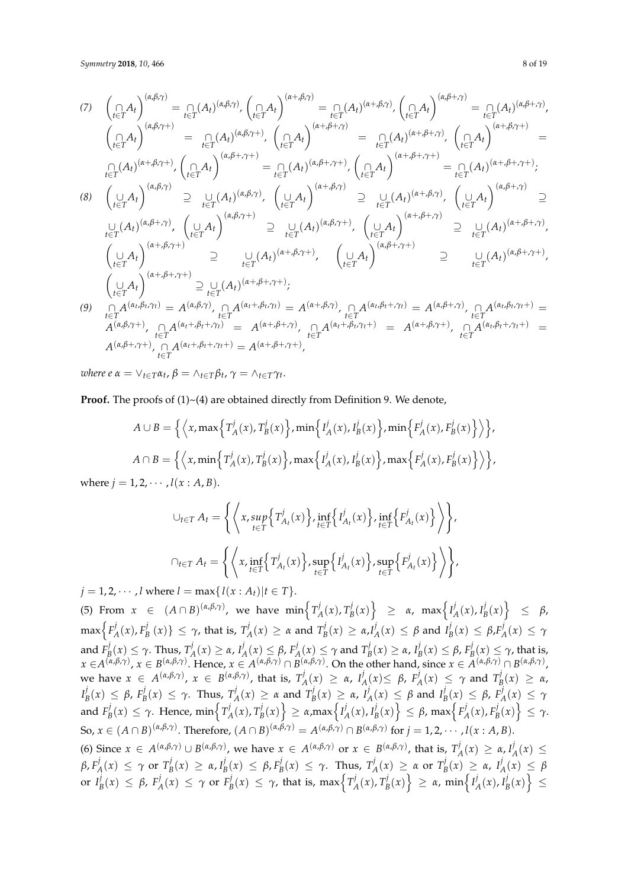(7) $\left(\bigcap_{t\in T} A_t\right)^{(\alpha,\beta,\gamma)} = \bigcap_{t\in T}(A_t)^{(\alpha,\beta,\gamma)}$, $\left(\bigcap_{t\in T} A_t\right)^{(\alpha+,\beta,\gamma)} = \bigcap_{t\in T}(A_t)^{(\alpha+,\beta,\gamma)}$, $\left(\bigcap_{t\in T} A_t\right)^{(\alpha,\beta+,\gamma)} = \bigcap_{t\in T}(A_t)^{(\alpha,\beta+,\gamma)}$, $\left(\bigcap_{t\in T} A_t\right)^{(\alpha,\beta,\gamma+)} = \bigcap_{t\in T}(A_t)^{(\alpha,\beta,\gamma+)}$, $\left(\bigcap_{t\in T} A_t\right)^{(\alpha+,\beta+,\gamma)} = \bigcap_{t\in T}(A_t)^{(\alpha+,\beta+,\gamma)}$, $\left(\bigcap_{t\in T} A_t\right)^{(\alpha+,\beta,\gamma+)} = \bigcap_{t\in T}(A_t)^{(\alpha+,\beta,\gamma+)}$, $\left(\bigcap_{t\in T} A_t\right)^{(\alpha,\beta+,\gamma+)} = \bigcap_{t\in T}(A_t)^{(\alpha,\beta+,\gamma+)}$, $\left(\bigcap_{t\in T} A_t\right)^{(\alpha+,\beta+,\gamma+)} = \bigcap_{t\in T}(A_t)^{(\alpha+,\beta+,\gamma+)}$;

(8) $\left(\bigcup_{t\in T} A_t\right)^{(\alpha,\beta,\gamma)} \supseteq \bigcup_{t\in T}(A_t)^{(\alpha,\beta,\gamma)}$, $\left(\bigcup_{t\in T} A_t\right)^{(\alpha+,\beta,\gamma)} \supseteq \bigcup_{t\in T}(A_t)^{(\alpha+,\beta,\gamma)}$, $\left(\bigcup_{t\in T} A_t\right)^{(\alpha,\beta+,\gamma)} \supseteq \bigcup_{t\in T}(A_t)^{(\alpha,\beta+,\gamma)}$, $\left(\bigcup_{t\in T} A_t\right)^{(\alpha,\beta,\gamma+)} \supseteq \bigcup_{t\in T}(A_t)^{(\alpha,\beta,\gamma+)}$, $\left(\bigcup_{t\in T} A_t\right)^{(\alpha+,\beta+,\gamma)} \supseteq \bigcup_{t\in T}(A_t)^{(\alpha+,\beta+,\gamma)}$, $\left(\bigcup_{t\in T} A_t\right)^{(\alpha+,\beta,\gamma+)} \supseteq \bigcup_{t\in T}(A_t)^{(\alpha+,\beta,\gamma+)}$, $\left(\bigcup_{t\in T} A_t\right)^{(\alpha,\beta+,\gamma+)} \supseteq \bigcup_{t\in T}(A_t)^{(\alpha,\beta+,\gamma+)}$, $\left(\bigcup_{t\in T} A_t\right)^{(\alpha+,\beta+,\gamma+)} \supseteq \bigcup_{t\in T}(A_t)^{(\alpha+,\beta+,\gamma+)}$;

(9) $\bigcap_{t\in T} A^{(\alpha_t,\beta_t,\gamma_t)} = A^{(\alpha,\beta,\gamma)}$, $\bigcap_{t\in T} A^{(\alpha_t+,\beta_t,\gamma_t)} = A^{(\alpha+,\beta,\gamma)}$, $\bigcap_{t\in T} A^{(\alpha_t,\beta_t+,\gamma_t)} = A^{(\alpha,\beta+,\gamma)}$, $\bigcap_{t\in T} A^{(\alpha_t,\beta_t,\gamma_t+)} = A^{(\alpha,\beta,\gamma+)}$, $\bigcap_{t\in T} A^{(\alpha_t+,\beta_t+,\gamma_t)} = A^{(\alpha+,\beta+,\gamma)}$, $\bigcap_{t\in T} A^{(\alpha_t+,\beta_t,\gamma_t+)} = A^{(\alpha+,\beta,\gamma+)}$, $\bigcap_{t\in T} A^{(\alpha_t,\beta_t+,\gamma_t+)} = A^{(\alpha,\beta+,\gamma+)}$, $\bigcap_{t\in T} A^{(\alpha_t+,\beta_t+,\gamma_t+)} = A^{(\alpha+,\beta+,\gamma+)}$,

*where e* $\alpha = \vee_{t\in T}\alpha_t$, $\beta = \wedge_{t\in T}\beta_t$, $\gamma = \wedge_{t\in T}\gamma_t$.

**Proof.** The proofs of (1)~(4) are obtained directly from Definition 9. We denote,

$$A \cup B = \left\{ \left\langle x, \max\left\{T_A^j(x), T_B^j(x)\right\}, \min\left\{I_A^j(x), I_B^j(x)\right\}, \min\left\{F_A^j(x), F_B^j(x)\right\} \right\rangle \right\},$$

$$A \cap B = \left\{ \left\langle x, \min\left\{T_A^j(x), T_B^j(x)\right\}, \max\left\{I_A^j(x), I_B^j(x)\right\}, \max\left\{F_A^j(x), F_B^j(x)\right\} \right\rangle \right\},$$

where $j = 1, 2, \cdots, l(x : A, B)$.

$$\cup_{t\in T} A_t = \left\{ \left\langle x, \sup_{t\in T}\left\{T_{A_t}^j(x)\right\}, \inf_{t\in T}\left\{I_{A_t}^j(x)\right\}, \inf_{t\in T}\left\{F_{A_t}^j(x)\right\} \right\rangle \right\},$$

$$\cap_{t\in T} A_t = \left\{ \left\langle x, \inf_{t\in T}\left\{T_{A_t}^j(x)\right\}, \sup_{t\in T}\left\{I_{A_t}^j(x)\right\}, \sup_{t\in T}\left\{F_{A_t}^j(x)\right\} \right\rangle \right\},$$

$j = 1, 2, \cdots, l$ where $l = \max\{l(x : A_t) | t \in T\}$.

(5) From $x \in (A \cap B)^{(\alpha,\beta,\gamma)}$, we have $\min\left\{T_A^j(x), T_B^j(x)\right\} \geq \alpha$, $\max\left\{I_A^j(x), I_B^j(x)\right\} \leq \beta$, $\max\left\{F_A^j(x), F_B^j(x)\right\} \leq \gamma$, that is, $T_A^j(x) \geq \alpha$ and $T_B^j(x) \geq \alpha$, $I_A^j(x) \leq \beta$ and $I_B^j(x) \leq \beta$, $F_A^j(x) \leq \gamma$ and $F_B^j(x) \leq \gamma$. Thus, $T_A^j(x) \geq \alpha$, $I_A^j(x) \leq \beta$, $F_A^j(x) \leq \gamma$ and $T_B^j(x) \geq \alpha$, $I_B^j(x) \leq \beta$, $F_B^j(x) \leq \gamma$, that is, $x \in A^{(\alpha,\beta,\gamma)}$, $x \in B^{(\alpha,\beta,\gamma)}$. Hence, $x \in A^{(\alpha,\beta,\gamma)} \cap B^{(\alpha,\beta,\gamma)}$. On the other hand, since $x \in A^{(\alpha,\beta,\gamma)} \cap B^{(\alpha,\beta,\gamma)}$, we have $x \in A^{(\alpha,\beta,\gamma)}$, $x \in B^{(\alpha,\beta,\gamma)}$, that is, $T_A^j(x) \geq \alpha$, $I_A^j(x) \leq \beta$, $F_A^j(x) \leq \gamma$ and $T_B^j(x) \geq \alpha$, $I_B^j(x) \leq \beta$, $F_B^j(x) \leq \gamma$. Thus, $T_A^j(x) \geq \alpha$ and $T_B^j(x) \geq \alpha$, $I_A^j(x) \leq \beta$ and $I_B^j(x) \leq \beta$, $F_A^j(x) \leq \gamma$ and $F_B^j(x) \leq \gamma$. Hence, $\min\left\{T_A^j(x), T_B^j(x)\right\} \geq \alpha$, $\max\left\{I_A^j(x), I_B^j(x)\right\} \leq \beta$, $\max\left\{F_A^j(x), F_B^j(x)\right\} \leq \gamma$. So, $x \in (A \cap B)^{(\alpha,\beta,\gamma)}$. Therefore, $(A \cap B)^{(\alpha,\beta,\gamma)} = A^{(\alpha,\beta,\gamma)} \cap B^{(\alpha,\beta,\gamma)}$ for $j = 1, 2, \cdots, l(x : A, B)$.

(6) Since $x \in A^{(\alpha,\beta,\gamma)} \cup B^{(\alpha,\beta,\gamma)}$, we have $x \in A^{(\alpha,\beta,\gamma)}$ or $x \in B^{(\alpha,\beta,\gamma)}$, that is, $T_A^j(x) \geq \alpha$, $I_A^j(x) \leq \beta$, $F_A^j(x) \leq \gamma$ or $T_B^j(x) \geq \alpha$, $I_B^j(x) \leq \beta$, $F_B^j(x) \leq \gamma$. Thus, $T_A^j(x) \geq \alpha$ or $T_B^j(x) \geq \alpha$, $I_A^j(x) \leq \beta$ or $I_B^j(x) \leq \beta$, $F_A^j(x) \leq \gamma$ or $F_B^j(x) \leq \gamma$, that is, $\max\left\{T_A^j(x), T_B^j(x)\right\} \geq \alpha$, $\min\left\{I_A^j(x), I_B^j(x)\right\} \leq$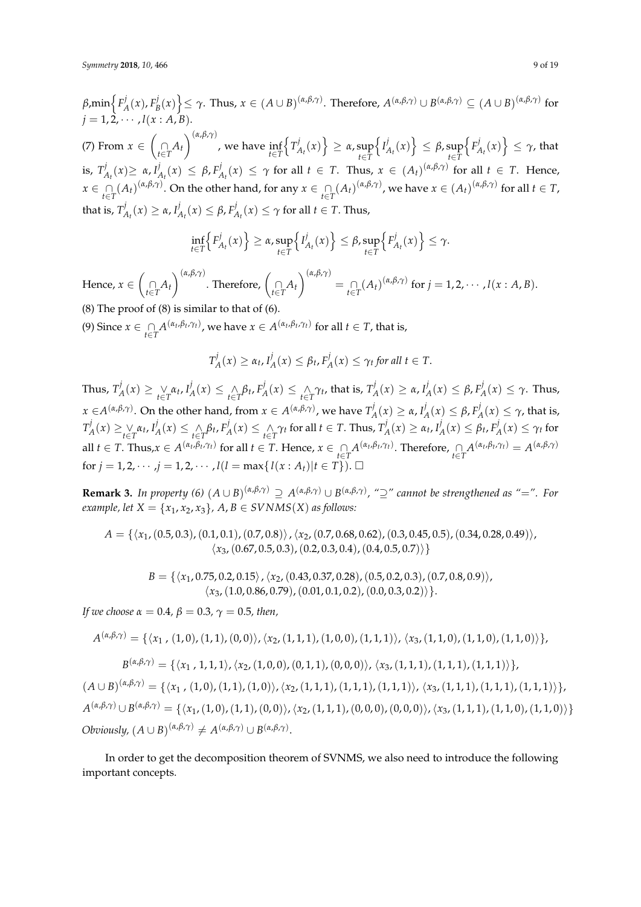$\beta$,$\min\left\{F_A^j(x), F_B^j(x)\right\} \leq \gamma$. Thus, $x \in (A \cup B)^{(\alpha,\beta,\gamma)}$. Therefore, $A^{(\alpha,\beta,\gamma)} \cup B^{(\alpha,\beta,\gamma)} \subseteq (A \cup B)^{(\alpha,\beta,\gamma)}$ for $j = 1, 2, \cdots, l(x : A, B)$.

(7) From $x \in \left(\underset{t \in T}{\cap} A_t\right)^{(\alpha,\beta,\gamma)}$, we have $\inf\limits_{t \in T}\left\{T_{A_t}^j(x)\right\} \geq \alpha, \sup\limits_{t \in T}\left\{I_{A_t}^j(x)\right\} \leq \beta, \sup\limits_{t \in T}\left\{F_{A_t}^j(x)\right\} \leq \gamma$, that is, $T_{A_t}^j(x) \geq \alpha$, $I_{A_t}^j(x) \leq \beta$, $F_{A_t}^j(x) \leq \gamma$ for all $t \in T$. Thus, $x \in (A_t)^{(\alpha,\beta,\gamma)}$ for all $t \in T$. Hence, $x \in \underset{t \in T}{\cap}(A_t)^{(\alpha,\beta,\gamma)}$. On the other hand, for any $x \in \underset{t \in T}{\cap}(A_t)^{(\alpha,\beta,\gamma)}$, we have $x \in (A_t)^{(\alpha,\beta,\gamma)}$ for all $t \in T$, that is, $T_{A_t}^j(x) \geq \alpha$, $I_{A_t}^j(x) \leq \beta$, $F_{A_t}^j(x) \leq \gamma$ for all $t \in T$. Thus,

$$\inf_{t \in T}\left\{F_{A_t}^j(x)\right\} \geq \alpha, \sup_{t \in T}\left\{I_{A_t}^j(x)\right\} \leq \beta, \sup_{t \in T}\left\{F_{A_t}^j(x)\right\} \leq \gamma.$$

Hence, $x \in \left(\underset{t \in T}{\cap} A_t\right)^{(\alpha,\beta,\gamma)}$. Therefore, $\left(\underset{t \in T}{\cap} A_t\right)^{(\alpha,\beta,\gamma)} = \underset{t \in T}{\cap}(A_t)^{(\alpha,\beta,\gamma)}$ for $j = 1, 2, \cdots, l(x : A, B)$.

(8) The proof of (8) is similar to that of (6).

(9) Since $x \in \underset{t \in T}{\cap} A^{(\alpha_t,\beta_t,\gamma_t)}$, we have $x \in A^{(\alpha_t,\beta_t,\gamma_t)}$ for all $t \in T$, that is,

$$T_A^j(x) \geq \alpha_t, I_A^j(x) \leq \beta_t, F_A^j(x) \leq \gamma_t \textit{ for all } t \in T.$$

Thus, $T_A^j(x) \geq \underset{t \in T}{\vee}\alpha_t$, $I_A^j(x) \leq \underset{t \in T}{\wedge}\beta_t$, $F_A^j(x) \leq \underset{t \in T}{\wedge}\gamma_t$, that is, $T_A^j(x) \geq \alpha$, $I_A^j(x) \leq \beta$, $F_A^j(x) \leq \gamma$. Thus, $x \in A^{(\alpha,\beta,\gamma)}$. On the other hand, from $x \in A^{(\alpha,\beta,\gamma)}$, we have $T_A^j(x) \geq \alpha$, $I_A^j(x) \leq \beta$, $F_A^j(x) \leq \gamma$, that is, $T_A^j(x) \geq \underset{t \in T}{\vee}\alpha_t$, $I_A^j(x) \leq \underset{t \in T}{\wedge}\beta_t$, $F_A^j(x) \leq \underset{t \in T}{\wedge}\gamma_t$ for all $t \in T$. Thus, $T_A^j(x) \geq \alpha_t$, $I_A^j(x) \leq \beta_t$, $F_A^j(x) \leq \gamma_t$ for all $t \in T$. Thus,$x \in A^{(\alpha_t,\beta_t,\gamma_t)}$ for all $t \in T$. Hence, $x \in \underset{t \in T}{\cap} A^{(\alpha_t,\beta_t,\gamma_t)}$. Therefore, $\underset{t \in T}{\cap} A^{(\alpha_t,\beta_t,\gamma_t)} = A^{(\alpha,\beta,\gamma)}$ for $j = 1, 2, \cdots, j = 1, 2, \cdots, l(l = \max\{l(x : A_t) | t \in T\})$. □

**Remark 3.** *In property (6)* $(A \cup B)^{(\alpha,\beta,\gamma)} \supseteq A^{(\alpha,\beta,\gamma)} \cup B^{(\alpha,\beta,\gamma)}$*, "*$\supseteq$*" cannot be strengthened as "*$=$*". For example, let* $X = \{x_1, x_2, x_3\}$*,* $A, B \in SVNMS(X)$ *as follows:*

$$A = \{\langle x_1, (0.5, 0.3), (0.1, 0.1), (0.7, 0.8)\rangle, \langle x_2, (0.7, 0.68, 0.62), (0.3, 0.45, 0.5), (0.34, 0.28, 0.49)\rangle, \\ \langle x_3, (0.67, 0.5, 0.3), (0.2, 0.3, 0.4), (0.4, 0.5, 0.7)\rangle\}$$

$$B = \{\langle x_1, 0.75, 0.2, 0.15\rangle, \langle x_2, (0.43, 0.37, 0.28), (0.5, 0.2, 0.3), (0.7, 0.8, 0.9)\rangle, \\ \langle x_3, (1.0, 0.86, 0.79), (0.01, 0.1, 0.2), (0.0, 0.3, 0.2)\rangle\}.$$

*If we choose* $\alpha = 0.4$*,* $\beta = 0.3$*,* $\gamma = 0.5$*, then,*

$$A^{(\alpha,\beta,\gamma)} = \{\langle x_1, (1, 0), (1, 1), (0, 0)\rangle, \langle x_2, (1, 1, 1), (1, 0, 0), (1, 1, 1)\rangle, \langle x_3, (1, 1, 0), (1, 1, 0), (1, 1, 0)\rangle\},$$

$$B^{(\alpha,\beta,\gamma)} = \{\langle x_1, 1, 1, 1\rangle, \langle x_2, (1, 0, 0), (0, 1, 1), (0, 0, 0)\rangle, \langle x_3, (1, 1, 1), (1, 1, 1), (1, 1, 1)\rangle\},$$

$$(A \cup B)^{(\alpha,\beta,\gamma)} = \{\langle x_1, (1, 0), (1, 1), (1, 0)\rangle, \langle x_2, (1, 1, 1), (1, 1, 1), (1, 1, 1)\rangle, \langle x_3, (1, 1, 1), (1, 1, 1), (1, 1, 1)\rangle\},$$

$$A^{(\alpha,\beta,\gamma)} \cup B^{(\alpha,\beta,\gamma)} = \{\langle x_1, (1, 0), (1, 1), (0, 0)\rangle, \langle x_2, (1, 1, 1), (0, 0, 0), (0, 0, 0)\rangle, \langle x_3, (1, 1, 1), (1, 1, 0), (1, 1, 0)\rangle\}$$

*Obviously,* $(A \cup B)^{(\alpha,\beta,\gamma)} \neq A^{(\alpha,\beta,\gamma)} \cup B^{(\alpha,\beta,\gamma)}$.

In order to get the decomposition theorem of SVNMS, we also need to introduce the following important concepts.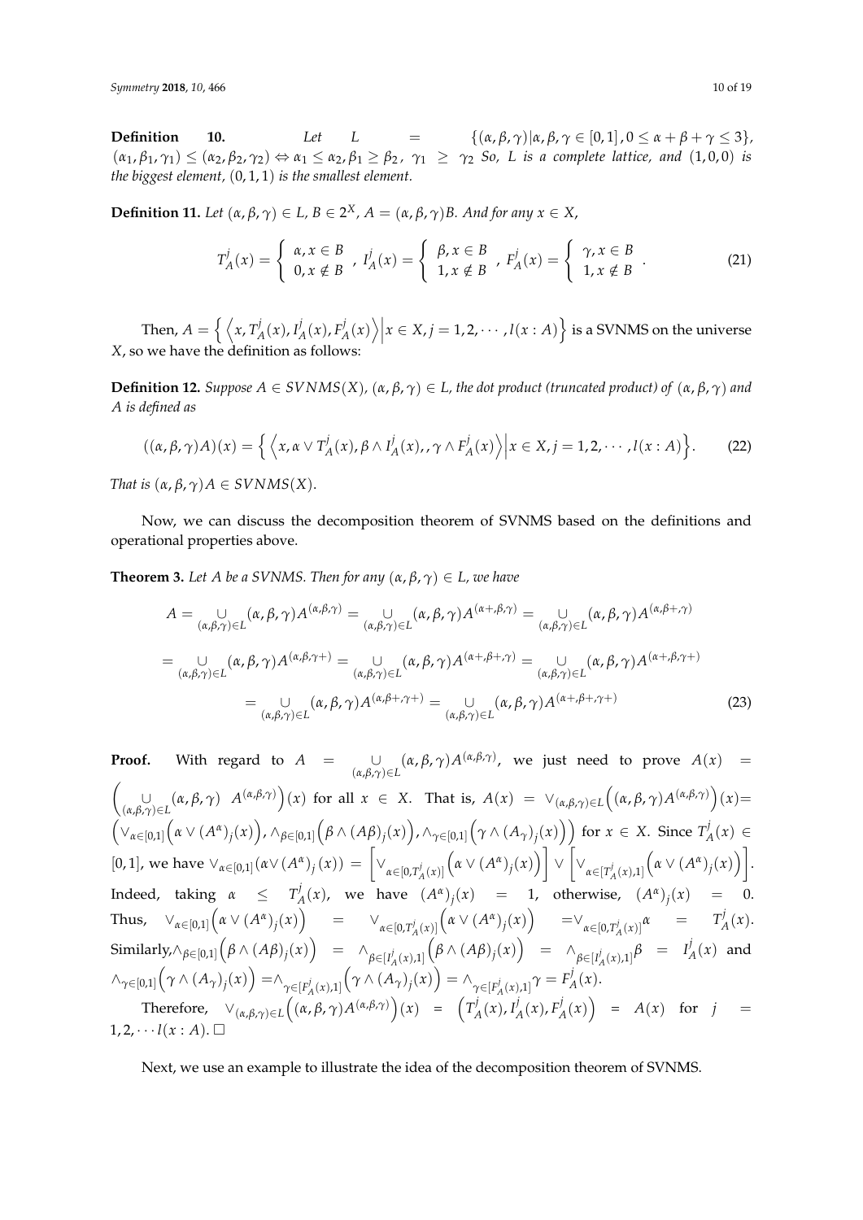**Definition 10.** *Let* $L = \{(\alpha, \beta, \gamma) | \alpha, \beta, \gamma \in [0, 1], 0 \leq \alpha + \beta + \gamma \leq 3\}$, $(\alpha_1, \beta_1, \gamma_1) \leq (\alpha_2, \beta_2, \gamma_2) \Leftrightarrow \alpha_1 \leq \alpha_2, \beta_1 \geq \beta_2,\ \gamma_1 \geq \gamma_2$ *So, L is a complete lattice, and* $(1, 0, 0)$ *is the biggest element,* $(0, 1, 1)$ *is the smallest element.*

**Definition 11.** *Let* $(\alpha, \beta, \gamma) \in L$, $B \in 2^X$, $A = (\alpha, \beta, \gamma)B$. *And for any* $x \in X$,

$$T_A^j(x) = \begin{cases} \alpha, x \in B \\ 0, x \notin B \end{cases},\ I_A^j(x) = \begin{cases} \beta, x \in B \\ 1, x \notin B \end{cases},\ F_A^j(x) = \begin{cases} \gamma, x \in B \\ 1, x \notin B \end{cases}. \tag{21}$$

Then, $A = \left\{ \left\langle x, T_A^j(x), I_A^j(x), F_A^j(x) \right\rangle \middle| x \in X, j = 1, 2, \cdots, l(x : A) \right\}$ is a SVNMS on the universe $X$, so we have the definition as follows:

**Definition 12.** *Suppose* $A \in SVNMS(X)$, $(\alpha, \beta, \gamma) \in L$, *the dot product (truncated product) of* $(\alpha, \beta, \gamma)$ *and* $A$ *is defined as*

$$((\alpha, \beta, \gamma)A)(x) = \left\{ \left\langle x, \alpha \vee T_A^j(x), \beta \wedge I_A^j(x),, \gamma \wedge F_A^j(x) \right\rangle \middle| x \in X, j = 1, 2, \cdots, l(x : A) \right\}. \tag{22}$$

*That is* $(\alpha, \beta, \gamma)A \in SVNMS(X)$.

Now, we can discuss the decomposition theorem of SVNMS based on the definitions and operational properties above.

**Theorem 3.** *Let A be a SVNMS. Then for any* $(\alpha, \beta, \gamma) \in L$, *we have*

$$\begin{aligned} A &= \underset{(\alpha,\beta,\gamma)\in L}{\cup} (\alpha, \beta, \gamma) A^{(\alpha,\beta,\gamma)} = \underset{(\alpha,\beta,\gamma)\in L}{\cup} (\alpha, \beta, \gamma) A^{(\alpha+,\beta,\gamma)} = \underset{(\alpha,\beta,\gamma)\in L}{\cup} (\alpha, \beta, \gamma) A^{(\alpha,\beta+,\gamma)} \\ &= \underset{(\alpha,\beta,\gamma)\in L}{\cup} (\alpha, \beta, \gamma) A^{(\alpha,\beta,\gamma+)} = \underset{(\alpha,\beta,\gamma)\in L}{\cup} (\alpha, \beta, \gamma) A^{(\alpha+,\beta+,\gamma)} = \underset{(\alpha,\beta,\gamma)\in L}{\cup} (\alpha, \beta, \gamma) A^{(\alpha+,\beta,\gamma+)} \\ &= \underset{(\alpha,\beta,\gamma)\in L}{\cup} (\alpha, \beta, \gamma) A^{(\alpha,\beta+,\gamma+)} = \underset{(\alpha,\beta,\gamma)\in L}{\cup} (\alpha, \beta, \gamma) A^{(\alpha+,\beta+,\gamma+)} \end{aligned} \tag{23}$$

**Proof.** With regard to $A = \underset{(\alpha,\beta,\gamma)\in L}{\cup} (\alpha, \beta, \gamma) A^{(\alpha,\beta,\gamma)}$, we just need to prove $A(x) = \left( \cup_{(\alpha,\beta,\gamma)\in L} (\alpha, \beta, \gamma)\ A^{(\alpha,\beta,\gamma)} \right)(x)$ for all $x \in X$. That is, $A(x) = \vee_{(\alpha,\beta,\gamma)\in L} \left( (\alpha, \beta, \gamma) A^{(\alpha,\beta,\gamma)} \right)(x) = \left( \vee_{\alpha\in[0,1]} \left( \alpha \vee (A^\alpha)_j(x) \right), \wedge_{\beta\in[0,1]} \left( \beta \wedge (A\beta)_j(x) \right), \wedge_{\gamma\in[0,1]} \left( \gamma \wedge (A_\gamma)_j(x) \right) \right)$ for $x \in X$. Since $T_A^j(x) \in [0, 1]$, we have $\vee_{\alpha\in[0,1]} (\alpha \vee (A^\alpha)_j(x)) = \left[ \vee_{\alpha\in[0,T_A^j(x)]} \left( \alpha \vee (A^\alpha)_j(x) \right) \right] \vee \left[ \vee_{\alpha\in[T_A^j(x),1]} \left( \alpha \vee (A^\alpha)_j(x) \right) \right]$. Indeed, taking $\alpha \leq T_A^j(x)$, we have $(A^\alpha)_j(x) = 1$, otherwise, $(A^\alpha)_j(x) = 0$. Thus, $\vee_{\alpha\in[0,1]} \left( \alpha \vee (A^\alpha)_j(x) \right) = \vee_{\alpha\in[0,T_A^j(x)]} \left( \alpha \vee (A^\alpha)_j(x) \right) = \vee_{\alpha\in[0,T_A^j(x)]} \alpha = T_A^j(x)$. Similarly, $\wedge_{\beta\in[0,1]} \left( \beta \wedge (A\beta)_j(x) \right) = \wedge_{\beta\in[I_A^j(x),1]} \left( \beta \wedge (A\beta)_j(x) \right) = \wedge_{\beta\in[I_A^j(x),1]} \beta = I_A^j(x)$ and $\wedge_{\gamma\in[0,1]} \left( \gamma \wedge (A_\gamma)_j(x) \right) = \wedge_{\gamma\in[F_A^j(x),1]} \left( \gamma \wedge (A_\gamma)_j(x) \right) = \wedge_{\gamma\in[F_A^j(x),1]} \gamma = F_A^j(x)$.

Therefore, $\vee_{(\alpha,\beta,\gamma)\in L} \left( (\alpha, \beta, \gamma) A^{(\alpha,\beta,\gamma)} \right)(x) = \left( T_A^j(x), I_A^j(x), F_A^j(x) \right) = A(x)$ for $j = 1, 2, \cdots l(x : A)$. □

Next, we use an example to illustrate the idea of the decomposition theorem of SVNMS.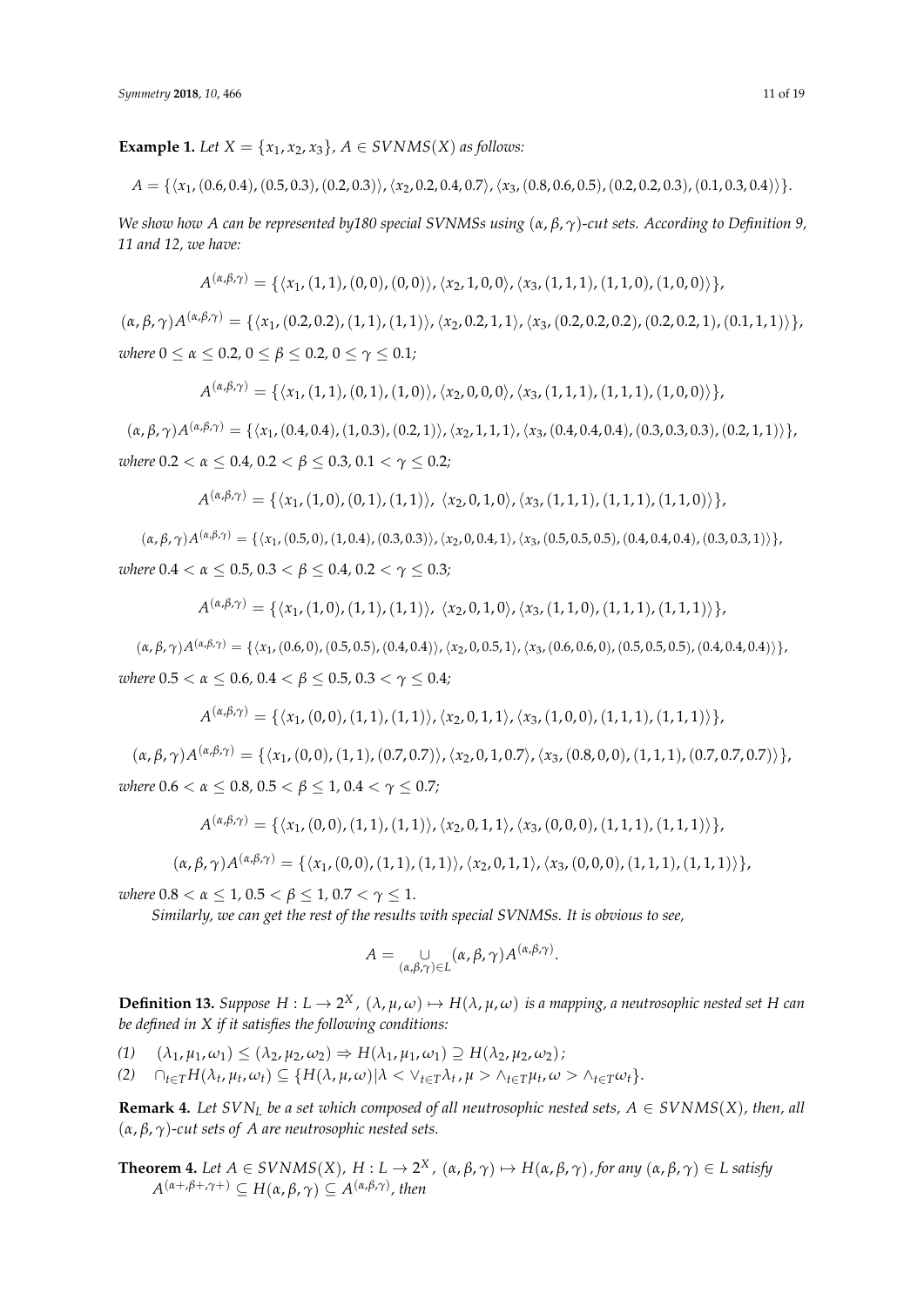**Example 1.** *Let $X = \{x_1, x_2, x_3\}$, $A \in SVNMS(X)$ as follows:*

$$A = \{\langle x_1, (0.6, 0.4), (0.5, 0.3), (0.2, 0.3)\rangle, \langle x_2, 0.2, 0.4, 0.7\rangle, \langle x_3, (0.8, 0.6, 0.5), (0.2, 0.2, 0.3), (0.1, 0.3, 0.4)\rangle\}.$$

*We show how $A$ can be represented by180 special SVNMSs using $(\alpha, \beta, \gamma)$-cut sets. According to Definition 9, 11 and 12, we have:*

$$A^{(\alpha,\beta,\gamma)} = \{\langle x_1, (1,1), (0,0), (0,0)\rangle, \langle x_2, 1, 0, 0\rangle, \langle x_3, (1,1,1), (1,1,0), (1,0,0)\rangle\},$$

$$(\alpha, \beta, \gamma)A^{(\alpha,\beta,\gamma)} = \{\langle x_1, (0.2, 0.2), (1,1), (1,1)\rangle, \langle x_2, 0.2, 1, 1\rangle, \langle x_3, (0.2, 0.2, 0.2), (0.2, 0.2, 1), (0.1, 1, 1)\rangle\},$$

*where $0 \leq \alpha \leq 0.2$, $0 \leq \beta \leq 0.2$, $0 \leq \gamma \leq 0.1$;*

$$A^{(\alpha,\beta,\gamma)} = \{\langle x_1, (1,1), (0,1), (1,0)\rangle, \langle x_2, 0, 0, 0\rangle, \langle x_3, (1,1,1), (1,1,1), (1,0,0)\rangle\},$$

$$(\alpha, \beta, \gamma)A^{(\alpha,\beta,\gamma)} = \{\langle x_1, (0.4, 0.4), (1, 0.3), (0.2, 1)\rangle, \langle x_2, 1, 1, 1\rangle, \langle x_3, (0.4, 0.4, 0.4), (0.3, 0.3, 0.3), (0.2, 1, 1)\rangle\},$$

*where $0.2 < \alpha \leq 0.4$, $0.2 < \beta \leq 0.3$, $0.1 < \gamma \leq 0.2$;*

$$A^{(\alpha,\beta,\gamma)} = \{\langle x_1, (1,0), (0,1), (1,1)\rangle, \ \langle x_2, 0, 1, 0\rangle, \langle x_3, (1,1,1), (1,1,1), (1,1,0)\rangle\},$$

$$(\alpha, \beta, \gamma)A^{(\alpha,\beta,\gamma)} = \{\langle x_1, (0.5, 0), (1, 0.4), (0.3, 0.3)\rangle, \langle x_2, 0, 0.4, 1\rangle, \langle x_3, (0.5, 0.5, 0.5), (0.4, 0.4, 0.4), (0.3, 0.3, 1)\rangle\},$$

*where $0.4 < \alpha \leq 0.5$, $0.3 < \beta \leq 0.4$, $0.2 < \gamma \leq 0.3$;*

$$A^{(\alpha,\beta,\gamma)} = \{\langle x_1, (1,0), (1,1), (1,1)\rangle, \ \langle x_2, 0, 1, 0\rangle, \langle x_3, (1,1,0), (1,1,1), (1,1,1)\rangle\},$$

$$(\alpha, \beta, \gamma)A^{(\alpha,\beta,\gamma)} = \{\langle x_1, (0.6, 0), (0.5, 0.5), (0.4, 0.4)\rangle, \langle x_2, 0, 0.5, 1\rangle, \langle x_3, (0.6, 0.6, 0), (0.5, 0.5, 0.5), (0.4, 0.4, 0.4)\rangle\},$$

*where $0.5 < \alpha \leq 0.6$, $0.4 < \beta \leq 0.5$, $0.3 < \gamma \leq 0.4$;*

$$A^{(\alpha,\beta,\gamma)} = \{\langle x_1, (0,0), (1,1), (1,1)\rangle, \langle x_2, 0, 1, 1\rangle, \langle x_3, (1,0,0), (1,1,1), (1,1,1)\rangle\},$$

$$(\alpha, \beta, \gamma)A^{(\alpha,\beta,\gamma)} = \{\langle x_1, (0,0), (1,1), (0.7, 0.7)\rangle, \langle x_2, 0, 1, 0.7\rangle, \langle x_3, (0.8, 0, 0), (1,1,1), (0.7, 0.7, 0.7)\rangle\},$$

*where $0.6 < \alpha \leq 0.8$, $0.5 < \beta \leq 1$, $0.4 < \gamma \leq 0.7$;*

$$A^{(\alpha,\beta,\gamma)} = \{\langle x_1, (0,0), (1,1), (1,1)\rangle, \langle x_2, 0, 1, 1\rangle, \langle x_3, (0,0,0), (1,1,1), (1,1,1)\rangle\},$$

$$(\alpha, \beta, \gamma)A^{(\alpha,\beta,\gamma)} = \{\langle x_1, (0,0), (1,1), (1,1)\rangle, \langle x_2, 0, 1, 1\rangle, \langle x_3, (0,0,0), (1,1,1), (1,1,1)\rangle\},$$

*where $0.8 < \alpha \leq 1$, $0.5 < \beta \leq 1$, $0.7 < \gamma \leq 1$.*

*Similarly, we can get the rest of the results with special SVNMSs. It is obvious to see,*

$$A = \bigcup_{(\alpha,\beta,\gamma) \in L} (\alpha, \beta, \gamma)A^{(\alpha,\beta,\gamma)}.$$

**Definition 13.** *Suppose $H : L \to 2^X$, $(\lambda, \mu, \omega) \mapsto H(\lambda, \mu, \omega)$ is a mapping, a neutrosophic nested set $H$ can be defined in $X$ if it satisfies the following conditions:*

*(1)* $(\lambda_1, \mu_1, \omega_1) \leq (\lambda_2, \mu_2, \omega_2) \Rightarrow H(\lambda_1, \mu_1, \omega_1) \supseteq H(\lambda_2, \mu_2, \omega_2)$;

*(2)* $\cap_{t \in T} H(\lambda_t, \mu_t, \omega_t) \subseteq \{H(\lambda, \mu, \omega) | \lambda < \vee_{t \in T} \lambda_t, \mu > \wedge_{t \in T} \mu_t, \omega > \wedge_{t \in T} \omega_t\}$.

**Remark 4.** *Let $SVN_L$ be a set which composed of all neutrosophic nested sets, $A \in SVNMS(X)$, then, all $(\alpha, \beta, \gamma)$-cut sets of $A$ are neutrosophic nested sets.*

**Theorem 4.** *Let $A \in SVNMS(X)$, $H : L \to 2^X$, $(\alpha, \beta, \gamma) \mapsto H(\alpha, \beta, \gamma)$, for any $(\alpha, \beta, \gamma) \in L$ satisfy $A^{(\alpha+,\beta+,\gamma+)} \subseteq H(\alpha, \beta, \gamma) \subseteq A^{(\alpha,\beta,\gamma)}$, then*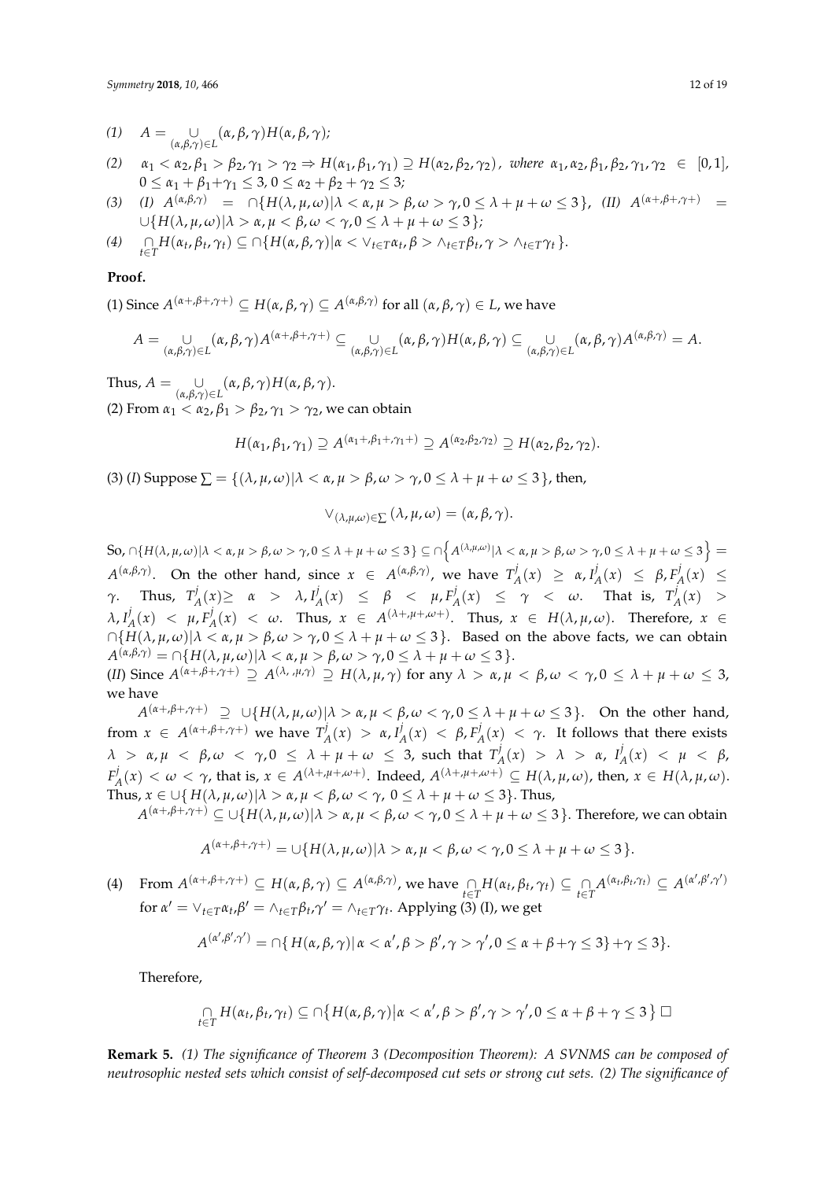*(1)* $A = \underset{(\alpha,\beta,\gamma)\in L}{\cup}(\alpha, \beta, \gamma)H(\alpha, \beta, \gamma)$;

*(2)* $\alpha_1 < \alpha_2, \beta_1 > \beta_2, \gamma_1 > \gamma_2 \Rightarrow H(\alpha_1, \beta_1, \gamma_1) \supseteq H(\alpha_2, \beta_2, \gamma_2)$, *where* $\alpha_1, \alpha_2, \beta_1, \beta_2, \gamma_1, \gamma_2 \in [0,1]$, $0 \le \alpha_1 + \beta_1 + \gamma_1 \le 3$, $0 \le \alpha_2 + \beta_2 + \gamma_2 \le 3$;

*(3)* *(I)* $A^{(\alpha,\beta,\gamma)} = \cap\{H(\lambda, \mu, \omega)|\lambda < \alpha, \mu > \beta, \omega > \gamma, 0 \le \lambda + \mu + \omega \le 3\}$, *(II)* $A^{(\alpha+,\beta+,\gamma+)} = \cup\{H(\lambda, \mu, \omega)|\lambda > \alpha, \mu < \beta, \omega < \gamma, 0 \le \lambda + \mu + \omega \le 3\}$;

*(4)* $\underset{t\in T}{\cap} H(\alpha_t, \beta_t, \gamma_t) \subseteq \cap\{H(\alpha, \beta, \gamma)|\alpha < \vee_{t\in T}\alpha_t, \beta > \wedge_{t\in T}\beta_t, \gamma > \wedge_{t\in T}\gamma_t\}$.

**Proof.**

(1) Since $A^{(\alpha+,\beta+,\gamma+)} \subseteq H(\alpha, \beta, \gamma) \subseteq A^{(\alpha,\beta,\gamma)}$ for all $(\alpha, \beta, \gamma) \in L$, we have

$$A = \underset{(\alpha,\beta,\gamma)\in L}{\cup}(\alpha, \beta, \gamma)A^{(\alpha+,\beta+,\gamma+)} \subseteq \underset{(\alpha,\beta,\gamma)\in L}{\cup}(\alpha, \beta, \gamma)H(\alpha, \beta, \gamma) \subseteq \underset{(\alpha,\beta,\gamma)\in L}{\cup}(\alpha, \beta, \gamma)A^{(\alpha,\beta,\gamma)} = A.$$

Thus, $A = \underset{(\alpha,\beta,\gamma)\in L}{\cup}(\alpha, \beta, \gamma)H(\alpha, \beta, \gamma)$.

(2) From $\alpha_1 < \alpha_2, \beta_1 > \beta_2, \gamma_1 > \gamma_2$, we can obtain

$$H(\alpha_1, \beta_1, \gamma_1) \supseteq A^{(\alpha_1+,\beta_1+,\gamma_1+)} \supseteq A^{(\alpha_2,\beta_2,\gamma_2)} \supseteq H(\alpha_2, \beta_2, \gamma_2).$$

(3) (*I*) Suppose $\sum = \{(\lambda, \mu, \omega)|\lambda < \alpha, \mu > \beta, \omega > \gamma, 0 \le \lambda + \mu + \omega \le 3\}$, then,

$$\vee_{(\lambda,\mu,\omega)\in\sum}(\lambda, \mu, \omega) = (\alpha, \beta, \gamma).$$

So, $\cap\{H(\lambda, \mu, \omega)|\lambda < \alpha, \mu > \beta, \omega > \gamma, 0 \le \lambda + \mu + \omega \le 3\} \subseteq \cap\left\{A^{(\lambda,\mu,\omega)}|\lambda < \alpha, \mu > \beta, \omega > \gamma, 0 \le \lambda + \mu + \omega \le 3\right\} = A^{(\alpha,\beta,\gamma)}$. On the other hand, since $x \in A^{(\alpha,\beta,\gamma)}$, we have $T_A^j(x) \ge \alpha, I_A^j(x) \le \beta, F_A^j(x) \le \gamma$. Thus, $T_A^j(x) \ge \alpha > \lambda, I_A^j(x) \le \beta < \mu, F_A^j(x) \le \gamma < \omega$. That is, $T_A^j(x) > \lambda, I_A^j(x) < \mu, F_A^j(x) < \omega$. Thus, $x \in A^{(\lambda+,\mu+,\omega+)}$. Thus, $x \in H(\lambda, \mu, \omega)$. Therefore, $x \in \cap\{H(\lambda, \mu, \omega)|\lambda < \alpha, \mu > \beta, \omega > \gamma, 0 \le \lambda + \mu + \omega \le 3\}$. Based on the above facts, we can obtain $A^{(\alpha,\beta,\gamma)} = \cap\{H(\lambda, \mu, \omega)|\lambda < \alpha, \mu > \beta, \omega > \gamma, 0 \le \lambda + \mu + \omega \le 3\}$.

(*II*) Since $A^{(\alpha+,\beta+,\gamma+)} \supseteq A^{(\lambda, ,\mu,\gamma)} \supseteq H(\lambda, \mu, \gamma)$ for any $\lambda > \alpha, \mu < \beta, \omega < \gamma, 0 \le \lambda + \mu + \omega \le 3$, we have

$A^{(\alpha+,\beta+,\gamma+)} \supseteq \cup\{H(\lambda, \mu, \omega)|\lambda > \alpha, \mu < \beta, \omega < \gamma, 0 \le \lambda + \mu + \omega \le 3\}$. On the other hand, from $x \in A^{(\alpha+,\beta+,\gamma+)}$ we have $T_A^j(x) > \alpha, I_A^j(x) < \beta, F_A^j(x) < \gamma$. It follows that there exists $\lambda > \alpha, \mu < \beta, \omega < \gamma, 0 \le \lambda + \mu + \omega \le 3$, such that $T_A^j(x) > \lambda > \alpha$, $I_A^j(x) < \mu < \beta$, $F_A^j(x) < \omega < \gamma$, that is, $x \in A^{(\lambda+,\mu+,\omega+)}$. Indeed, $A^{(\lambda+,\mu+,\omega+)} \subseteq H(\lambda, \mu, \omega)$, then, $x \in H(\lambda, \mu, \omega)$. Thus, $x \in \cup\{H(\lambda, \mu, \omega)|\lambda > \alpha, \mu < \beta, \omega < \gamma, 0 \le \lambda + \mu + \omega \le 3\}$. Thus,

$A^{(\alpha+,\beta+,\gamma+)} \subseteq \cup\{H(\lambda, \mu, \omega)|\lambda > \alpha, \mu < \beta, \omega < \gamma, 0 \le \lambda + \mu + \omega \le 3\}$. Therefore, we can obtain

$$A^{(\alpha+,\beta+,\gamma+)} = \cup\{H(\lambda, \mu, \omega)|\lambda > \alpha, \mu < \beta, \omega < \gamma, 0 \le \lambda + \mu + \omega \le 3\}.$$

(4) From $A^{(\alpha+,\beta+,\gamma+)} \subseteq H(\alpha, \beta, \gamma) \subseteq A^{(\alpha,\beta,\gamma)}$, we have $\underset{t\in T}{\cap} H(\alpha_t, \beta_t, \gamma_t) \subseteq \underset{t\in T}{\cap} A^{(\alpha_t,\beta_t,\gamma_t)} \subseteq A^{(\alpha',\beta',\gamma')}$ for $\alpha' = \vee_{t\in T}\alpha_t, \beta' = \wedge_{t\in T}\beta_t, \gamma' = \wedge_{t\in T}\gamma_t$. Applying (3) (I), we get

$$A^{(\alpha',\beta',\gamma')} = \cap\{H(\alpha, \beta, \gamma)|\alpha < \alpha', \beta > \beta', \gamma > \gamma', 0 \le \alpha + \beta + \gamma \le 3\} + \gamma \le 3\}.$$

Therefore,

$$\underset{t\in T}{\cap} H(\alpha_t, \beta_t, \gamma_t) \subseteq \cap\left\{H(\alpha, \beta, \gamma)|\alpha < \alpha', \beta > \beta', \gamma > \gamma', 0 \le \alpha + \beta + \gamma \le 3\right\} \square$$

**Remark 5.** *(1) The significance of Theorem 3 (Decomposition Theorem): A SVNMS can be composed of neutrosophic nested sets which consist of self-decomposed cut sets or strong cut sets. (2) The significance of*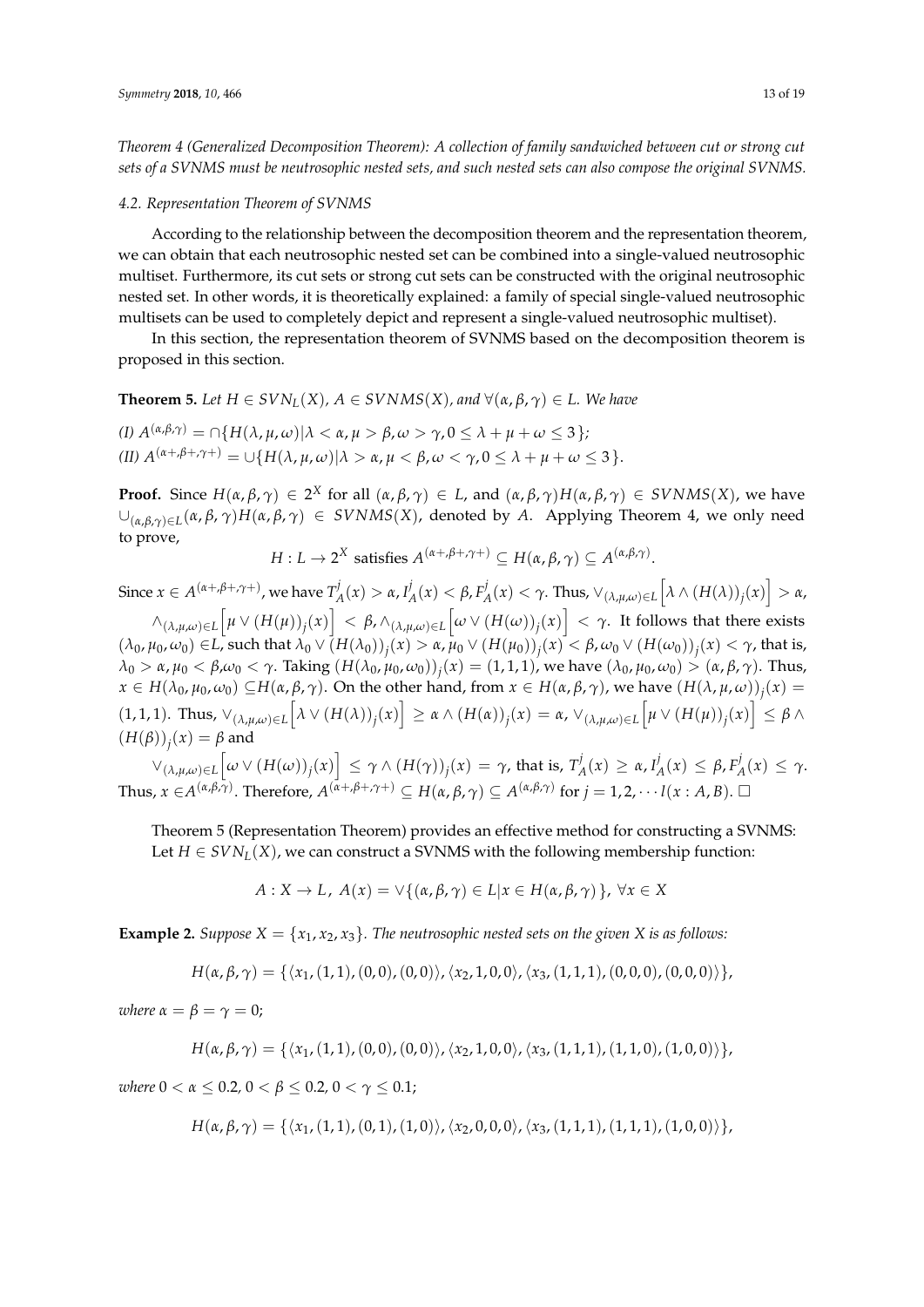*Theorem 4 (Generalized Decomposition Theorem): A collection of family sandwiched between cut or strong cut sets of a SVNMS must be neutrosophic nested sets, and such nested sets can also compose the original SVNMS.*

### 4.2. Representation Theorem of SVNMS

According to the relationship between the decomposition theorem and the representation theorem, we can obtain that each neutrosophic nested set can be combined into a single-valued neutrosophic multiset. Furthermore, its cut sets or strong cut sets can be constructed with the original neutrosophic nested set. In other words, it is theoretically explained: a family of special single-valued neutrosophic multisets can be used to completely depict and represent a single-valued neutrosophic multiset).

In this section, the representation theorem of SVNMS based on the decomposition theorem is proposed in this section.

**Theorem 5.** *Let $H \in SVN_L(X)$, $A \in SVNMS(X)$, and $\forall(\alpha, \beta, \gamma) \in L$. We have*

*(I) $A^{(\alpha,\beta,\gamma)} = \cap\{H(\lambda, \mu, \omega)|\lambda < \alpha, \mu > \beta, \omega > \gamma, 0 \le \lambda + \mu + \omega \le 3\}$;*
*(II) $A^{(\alpha+,\beta+,\gamma+)} = \cup\{H(\lambda, \mu, \omega)|\lambda > \alpha, \mu < \beta, \omega < \gamma, 0 \le \lambda + \mu + \omega \le 3\}$.*

**Proof.** Since $H(\alpha, \beta, \gamma) \in 2^X$ for all $(\alpha, \beta, \gamma) \in L$, and $(\alpha, \beta, \gamma)H(\alpha, \beta, \gamma) \in SVNMS(X)$, we have $\cup_{(\alpha,\beta,\gamma)\in L}(\alpha, \beta, \gamma)H(\alpha, \beta, \gamma) \in SVNMS(X)$, denoted by $A$. Applying Theorem 4, we only need to prove,

$$H : L \to 2^X \text{ satisfies } A^{(\alpha+,\beta+,\gamma+)} \subseteq H(\alpha, \beta, \gamma) \subseteq A^{(\alpha,\beta,\gamma)}.$$

Since $x \in A^{(\alpha+,\beta+,\gamma+)}$, we have $T_A^j(x) > \alpha, I_A^j(x) < \beta, F_A^j(x) < \gamma$. Thus, $\vee_{(\lambda,\mu,\omega)\in L}\left[\lambda \wedge (H(\lambda))_j(x)\right] > \alpha$, $\wedge_{(\lambda,\mu,\omega)\in L}\left[\mu \vee (H(\mu))_j(x)\right] < \beta, \wedge_{(\lambda,\mu,\omega)\in L}\left[\omega \vee (H(\omega))_j(x)\right] < \gamma$. It follows that there exists $(\lambda_0, \mu_0, \omega_0) \in L$, such that $\lambda_0 \vee (H(\lambda_0))_j(x) > \alpha, \mu_0 \vee (H(\mu_0))_j(x) < \beta, \omega_0 \vee (H(\omega_0))_j(x) < \gamma$, that is, $\lambda_0 > \alpha, \mu_0 < \beta, \omega_0 < \gamma$. Taking $(H(\lambda_0, \mu_0, \omega_0))_j(x) = (1, 1, 1)$, we have $(\lambda_0, \mu_0, \omega_0) > (\alpha, \beta, \gamma)$. Thus, $x \in H(\lambda_0, \mu_0, \omega_0) \subseteq H(\alpha, \beta, \gamma)$. On the other hand, from $x \in H(\alpha, \beta, \gamma)$, we have $(H(\lambda, \mu, \omega))_j(x) = (1, 1, 1)$. Thus, $\vee_{(\lambda,\mu,\omega)\in L}\left[\lambda \vee (H(\lambda))_j(x)\right] \ge \alpha \wedge (H(\alpha))_j(x) = \alpha$, $\vee_{(\lambda,\mu,\omega)\in L}\left[\mu \vee (H(\mu))_j(x)\right] \le \beta \wedge (H(\beta))_j(x) = \beta$ and

$\vee_{(\lambda,\mu,\omega)\in L}\left[\omega \vee (H(\omega))_j(x)\right] \le \gamma \wedge (H(\gamma))_j(x) = \gamma$, that is, $T_A^j(x) \ge \alpha, I_A^j(x) \le \beta, F_A^j(x) \le \gamma$. Thus, $x \in A^{(\alpha,\beta,\gamma)}$. Therefore, $A^{(\alpha+,\beta+,\gamma+)} \subseteq H(\alpha, \beta, \gamma) \subseteq A^{(\alpha,\beta,\gamma)}$ for $j = 1, 2, \cdots l(x : A, B)$. □

Theorem 5 (Representation Theorem) provides an effective method for constructing a SVNMS: Let $H \in SVN_L(X)$, we can construct a SVNMS with the following membership function:

$$A : X \to L,\ A(x) = \vee\{(\alpha, \beta, \gamma) \in L|x \in H(\alpha, \beta, \gamma)\},\ \forall x \in X$$

**Example 2.** *Suppose $X = \{x_1, x_2, x_3\}$. The neutrosophic nested sets on the given X is as follows:*

$$H(\alpha, \beta, \gamma) = \{\langle x_1, (1, 1), (0, 0), (0, 0)\rangle, \langle x_2, 1, 0, 0\rangle, \langle x_3, (1, 1, 1), (0, 0, 0), (0, 0, 0)\rangle\},$$

*where $\alpha = \beta = \gamma = 0$;*

$$H(\alpha, \beta, \gamma) = \{\langle x_1, (1, 1), (0, 0), (0, 0)\rangle, \langle x_2, 1, 0, 0\rangle, \langle x_3, (1, 1, 1), (1, 1, 0), (1, 0, 0)\rangle\},$$

*where $0 < \alpha \le 0.2$, $0 < \beta \le 0.2$, $0 < \gamma \le 0.1$;*

$$H(\alpha, \beta, \gamma) = \{\langle x_1, (1, 1), (0, 1), (1, 0)\rangle, \langle x_2, 0, 0, 0\rangle, \langle x_3, (1, 1, 1), (1, 1, 1), (1, 0, 0)\rangle\},$$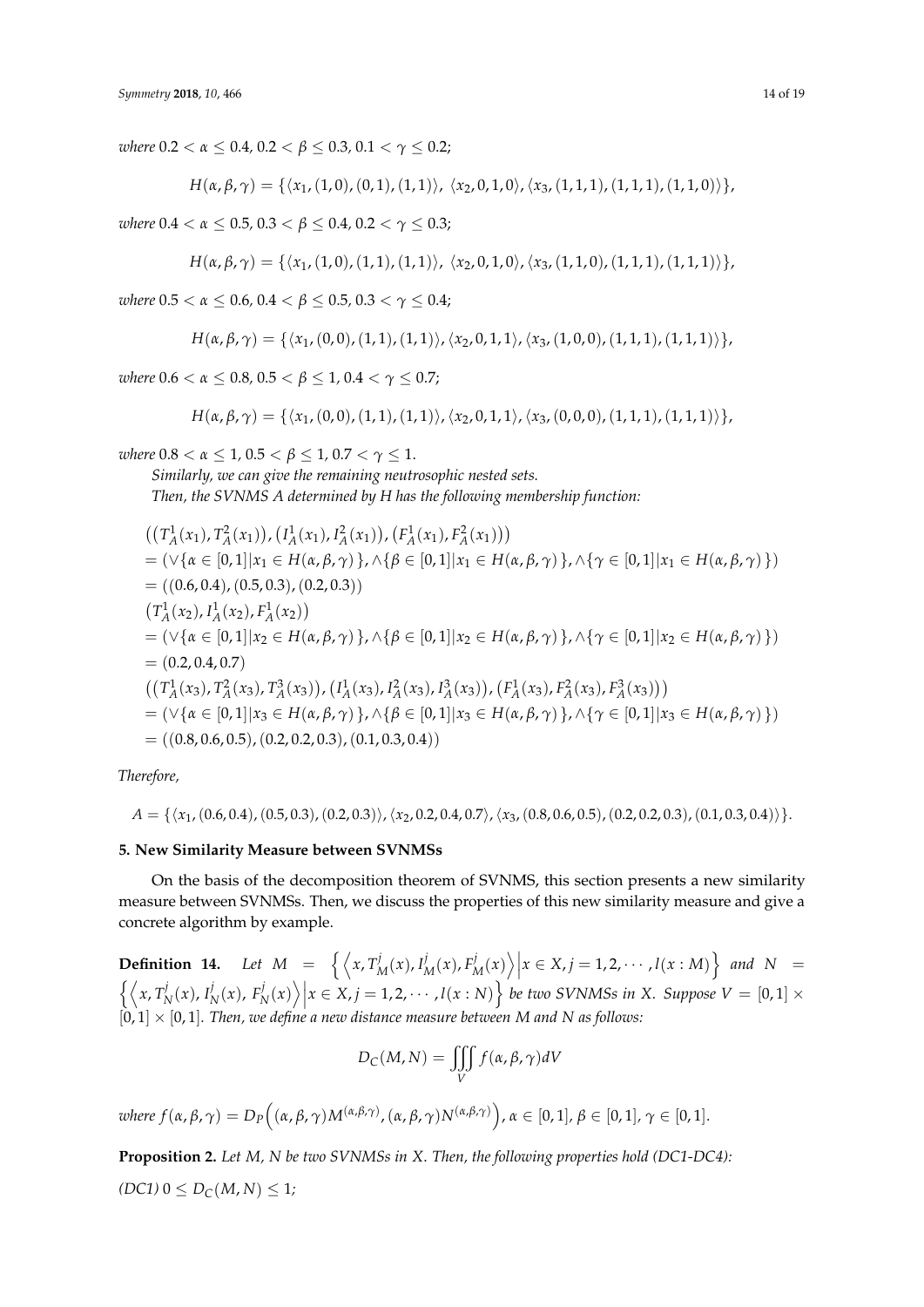*where* $0.2 < \alpha \leq 0.4$, $0.2 < \beta \leq 0.3$, $0.1 < \gamma \leq 0.2$;

$$H(\alpha, \beta, \gamma) = \{\langle x_1, (1,0), (0,1), (1,1) \rangle,\ \langle x_2, 0, 1, 0 \rangle, \langle x_3, (1,1,1), (1,1,1), (1,1,0) \rangle\},$$

*where* $0.4 < \alpha \leq 0.5$, $0.3 < \beta \leq 0.4$, $0.2 < \gamma \leq 0.3$;

$$H(\alpha, \beta, \gamma) = \{\langle x_1, (1,0), (1,1), (1,1) \rangle,\ \langle x_2, 0, 1, 0 \rangle, \langle x_3, (1,1,0), (1,1,1), (1,1,1) \rangle\},$$

*where* $0.5 < \alpha \leq 0.6$, $0.4 < \beta \leq 0.5$, $0.3 < \gamma \leq 0.4$;

$$H(\alpha, \beta, \gamma) = \{\langle x_1, (0,0), (1,1), (1,1) \rangle, \langle x_2, 0, 1, 1 \rangle, \langle x_3, (1,0,0), (1,1,1), (1,1,1) \rangle\},$$

*where* $0.6 < \alpha \leq 0.8$, $0.5 < \beta \leq 1$, $0.4 < \gamma \leq 0.7$;

$$H(\alpha, \beta, \gamma) = \{\langle x_1, (0,0), (1,1), (1,1) \rangle, \langle x_2, 0, 1, 1 \rangle, \langle x_3, (0,0,0), (1,1,1), (1,1,1) \rangle\},$$

*where* $0.8 < \alpha \leq 1$, $0.5 < \beta \leq 1$, $0.7 < \gamma \leq 1$.

*Similarly, we can give the remaining neutrosophic nested sets.*

*Then, the SVNMS A determined by H has the following membership function:*

$$\begin{aligned}
&\left( \left( T_A^1(x_1), T_A^2(x_1) \right), \left( I_A^1(x_1), I_A^2(x_1) \right), \left( F_A^1(x_1), F_A^2(x_1) \right) \right) \\
&= (\vee\{\alpha \in [0,1] | x_1 \in H(\alpha, \beta, \gamma)\}, \wedge\{\beta \in [0,1] | x_1 \in H(\alpha, \beta, \gamma)\}, \wedge\{\gamma \in [0,1] | x_1 \in H(\alpha, \beta, \gamma)\}) \\
&= ((0.6, 0.4), (0.5, 0.3), (0.2, 0.3)) \\
&\left( T_A^1(x_2), I_A^1(x_2), F_A^1(x_2) \right) \\
&= (\vee\{\alpha \in [0,1] | x_2 \in H(\alpha, \beta, \gamma)\}, \wedge\{\beta \in [0,1] | x_2 \in H(\alpha, \beta, \gamma)\}, \wedge\{\gamma \in [0,1] | x_2 \in H(\alpha, \beta, \gamma)\}) \\
&= (0.2, 0.4, 0.7) \\
&\left( \left( T_A^1(x_3), T_A^2(x_3), T_A^3(x_3) \right), \left( I_A^1(x_3), I_A^2(x_3), I_A^3(x_3) \right), \left( F_A^1(x_3), F_A^2(x_3), F_A^3(x_3) \right) \right) \\
&= (\vee\{\alpha \in [0,1] | x_3 \in H(\alpha, \beta, \gamma)\}, \wedge\{\beta \in [0,1] | x_3 \in H(\alpha, \beta, \gamma)\}, \wedge\{\gamma \in [0,1] | x_3 \in H(\alpha, \beta, \gamma)\}) \\
&= ((0.8, 0.6, 0.5), (0.2, 0.2, 0.3), (0.1, 0.3, 0.4))
\end{aligned}$$

*Therefore,*

$$A = \{\langle x_1, (0.6, 0.4), (0.5, 0.3), (0.2, 0.3) \rangle, \langle x_2, 0.2, 0.4, 0.7 \rangle, \langle x_3, (0.8, 0.6, 0.5), (0.2, 0.2, 0.3), (0.1, 0.3, 0.4) \rangle\}.$$

## 5. New Similarity Measure between SVNMSs

On the basis of the decomposition theorem of SVNMS, this section presents a new similarity measure between SVNMSs. Then, we discuss the properties of this new similarity measure and give a concrete algorithm by example.

**Definition 14.** *Let* $M = \left\{ \left\langle x, T_M^j(x), I_M^j(x), F_M^j(x) \right\rangle \middle| x \in X, j = 1, 2, \cdots, l(x:M) \right\}$ *and* $N = \left\{ \left\langle x, T_N^j(x), I_N^j(x), F_N^j(x) \right\rangle \middle| x \in X, j = 1, 2, \cdots, l(x:N) \right\}$ *be two SVNMSs in X. Suppose* $V = [0,1] \times [0,1] \times [0,1]$*. Then, we define a new distance measure between M and N as follows:*

$$D_C(M, N) = \iiint\limits_V f(\alpha, \beta, \gamma) dV$$

*where* $f(\alpha, \beta, \gamma) = D_P\left( (\alpha, \beta, \gamma) M^{(\alpha, \beta, \gamma)}, (\alpha, \beta, \gamma) N^{(\alpha, \beta, \gamma)} \right)$, $\alpha \in [0,1]$, $\beta \in [0,1]$, $\gamma \in [0,1]$.

**Proposition 2.** *Let M, N be two SVNMSs in X. Then, the following properties hold (DC1-DC4):*

*(DC1)* $0 \leq D_C(M, N) \leq 1$;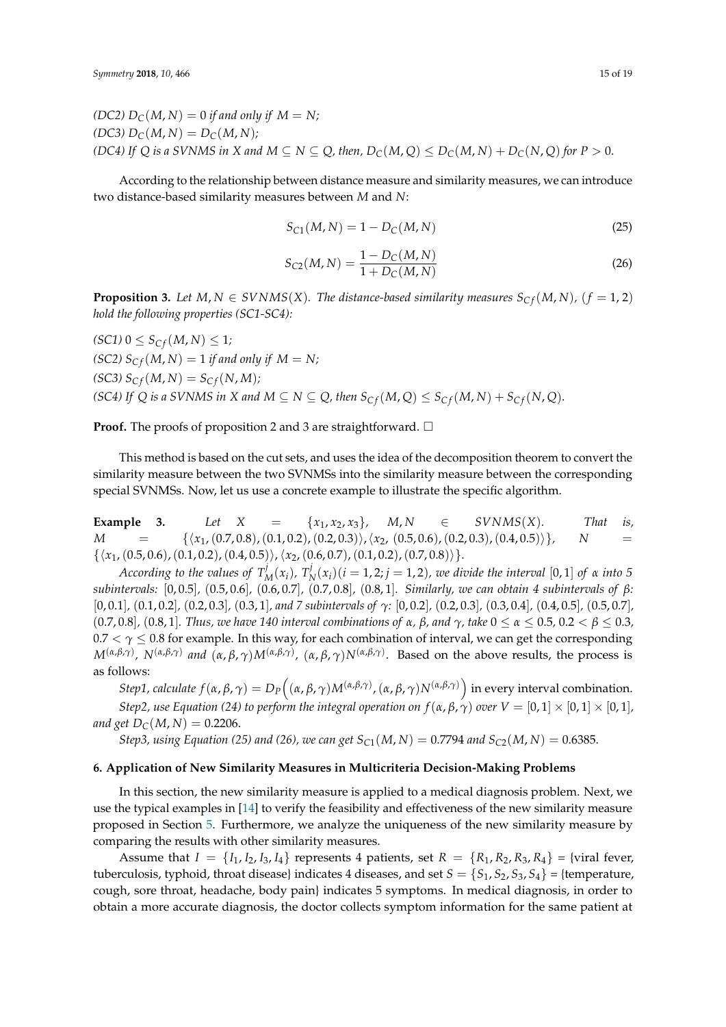*(DC2)* $D_C(M,N) = 0$ *if and only if* $M = N$*;*
*(DC3)* $D_C(M,N) = D_C(M,N)$*;*
*(DC4) If* $Q$ *is a SVNMS in* $X$ *and* $M \subseteq N \subseteq Q$*, then,* $D_C(M,Q) \leq D_C(M,N) + D_C(N,Q)$ *for* $P > 0$*.*

According to the relationship between distance measure and similarity measures, we can introduce two distance-based similarity measures between $M$ and $N$:

$$S_{C1}(M,N) = 1 - D_C(M,N) \tag{25}$$

$$S_{C2}(M,N) = \frac{1 - D_C(M,N)}{1 + D_C(M,N)} \tag{26}$$

**Proposition 3.** *Let* $M, N \in SVNMS(X)$*. The distance-based similarity measures* $S_{Cf}(M,N)$*,* $(f = 1,2)$ *hold the following properties (SC1-SC4):*

*(SC1)* $0 \leq S_{Cf}(M,N) \leq 1$*;*
*(SC2)* $S_{Cf}(M,N) = 1$ *if and only if* $M = N$*;*
*(SC3)* $S_{Cf}(M,N) = S_{Cf}(N,M)$*;*
*(SC4) If* $Q$ *is a SVNMS in* $X$ *and* $M \subseteq N \subseteq Q$*, then* $S_{Cf}(M,Q) \leq S_{Cf}(M,N) + S_{Cf}(N,Q)$*.*

**Proof.** The proofs of proposition 2 and 3 are straightforward. □

This method is based on the cut sets, and uses the idea of the decomposition theorem to convert the similarity measure between the two SVNMSs into the similarity measure between the corresponding special SVNMSs. Now, let us use a concrete example to illustrate the specific algorithm.

**Example 3.** *Let* $X = \{x_1, x_2, x_3\}$*,* $M, N \in SVNMS(X)$*. That is,* $M = \{\langle x_1, (0.7, 0.8), (0.1, 0.2), (0.2, 0.3)\rangle, \langle x_2, (0.5, 0.6), (0.2, 0.3), (0.4, 0.5)\rangle\}$*,* $N = \{\langle x_1, (0.5, 0.6), (0.1, 0.2), (0.4, 0.5)\rangle, \langle x_2, (0.6, 0.7), (0.1, 0.2), (0.7, 0.8)\rangle\}$*.*

*According to the values of* $T_M^j(x_i)$*,* $T_N^j(x_i)(i = 1,2; j = 1,2)$*, we divide the interval* $[0,1]$ *of* $\alpha$ *into 5 subintervals:* $[0, 0.5]$*,* $(0.5, 0.6]$*,* $(0.6, 0.7]$*,* $(0.7, 0.8]$*,* $(0.8, 1]$*. Similarly, we can obtain 4 subintervals of* $\beta$*:* $[0, 0.1]$*,* $(0.1, 0.2]$*,* $(0.2, 0.3]$*,* $(0.3, 1]$*, and 7 subintervals of* $\gamma$*:* $[0, 0.2]$*,* $(0.2, 0.3]$*,* $(0.3, 0.4]$*,* $(0.4, 0.5]$*,* $(0.5, 0.7]$*,* $(0.7, 0.8]$*,* $(0.8, 1]$*. Thus, we have 140 interval combinations of* $\alpha$*,* $\beta$*, and* $\gamma$*, take* $0 \leq \alpha \leq 0.5$*,* $0.2 < \beta \leq 0.3$*,* $0.7 < \gamma \leq 0.8$ for example. In this way, for each combination of interval, we can get the corresponding $M^{(\alpha,\beta,\gamma)}$*,* $N^{(\alpha,\beta,\gamma)}$ *and* $(\alpha,\beta,\gamma)M^{(\alpha,\beta,\gamma)}$*,* $(\alpha,\beta,\gamma)N^{(\alpha,\beta,\gamma)}$. Based on the above results, the process is as follows:

*Step1, calculate* $f(\alpha,\beta,\gamma) = D_P\left((\alpha,\beta,\gamma)M^{(\alpha,\beta,\gamma)}, (\alpha,\beta,\gamma)N^{(\alpha,\beta,\gamma)}\right)$ in every interval combination.

*Step2, use Equation (24) to perform the integral operation on* $f(\alpha,\beta,\gamma)$ *over* $V = [0,1] \times [0,1] \times [0,1]$*, and get* $D_C(M,N) = 0.2206$*.*

*Step3, using Equation (25) and (26), we can get* $S_{C1}(M,N) = 0.7794$ *and* $S_{C2}(M,N) = 0.6385$*.*

## 6. Application of New Similarity Measures in Multicriteria Decision-Making Problems

In this section, the new similarity measure is applied to a medical diagnosis problem. Next, we use the typical examples in [14] to verify the feasibility and effectiveness of the new similarity measure proposed in Section 5. Furthermore, we analyze the uniqueness of the new similarity measure by comparing the results with other similarity measures.

Assume that $I = \{I_1, I_2, I_3, I_4\}$ represents 4 patients, set $R = \{R_1, R_2, R_3, R_4\}$ = {viral fever, tuberculosis, typhoid, throat disease} indicates 4 diseases, and set $S = \{S_1, S_2, S_3, S_4\}$ = {temperature, cough, sore throat, headache, body pain} indicates 5 symptoms. In medical diagnosis, in order to obtain a more accurate diagnosis, the doctor collects symptom information for the same patient at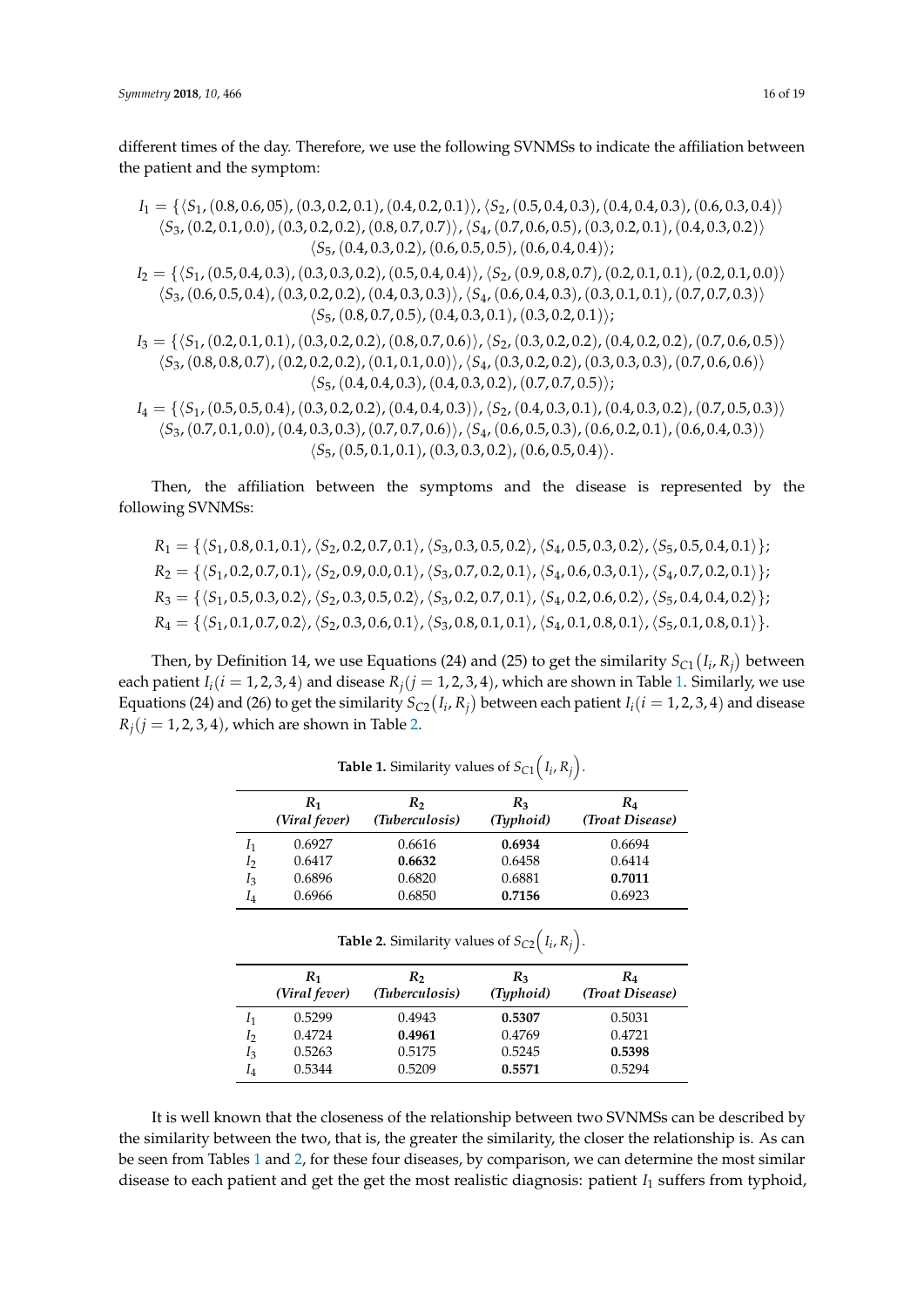different times of the day. Therefore, we use the following SVNMSs to indicate the affiliation between the patient and the symptom:

$$I_1 = \{\langle S_1, (0.8, 0.6, 05), (0.3, 0.2, 0.1), (0.4, 0.2, 0.1)\rangle, \langle S_2, (0.5, 0.4, 0.3), (0.4, 0.4, 0.3), (0.6, 0.3, 0.4)\rangle$$
$$\langle S_3, (0.2, 0.1, 0.0), (0.3, 0.2, 0.2), (0.8, 0.7, 0.7)\rangle, \langle S_4, (0.7, 0.6, 0.5), (0.3, 0.2, 0.1), (0.4, 0.3, 0.2)\rangle$$
$$\langle S_5, (0.4, 0.3, 0.2), (0.6, 0.5, 0.5), (0.6, 0.4, 0.4)\rangle;$$

$$I_2 = \{\langle S_1, (0.5, 0.4, 0.3), (0.3, 0.3, 0.2), (0.5, 0.4, 0.4)\rangle, \langle S_2, (0.9, 0.8, 0.7), (0.2, 0.1, 0.1), (0.2, 0.1, 0.0)\rangle$$
$$\langle S_3, (0.6, 0.5, 0.4), (0.3, 0.2, 0.2), (0.4, 0.3, 0.3)\rangle, \langle S_4, (0.6, 0.4, 0.3), (0.3, 0.1, 0.1), (0.7, 0.7, 0.3)\rangle$$
$$\langle S_5, (0.8, 0.7, 0.5), (0.4, 0.3, 0.1), (0.3, 0.2, 0.1)\rangle;$$

$$I_3 = \{\langle S_1, (0.2, 0.1, 0.1), (0.3, 0.2, 0.2), (0.8, 0.7, 0.6)\rangle, \langle S_2, (0.3, 0.2, 0.2), (0.4, 0.2, 0.2), (0.7, 0.6, 0.5)\rangle$$
$$\langle S_3, (0.8, 0.8, 0.7), (0.2, 0.2, 0.2), (0.1, 0.1, 0.0)\rangle, \langle S_4, (0.3, 0.2, 0.2), (0.3, 0.3, 0.3), (0.7, 0.6, 0.6)\rangle$$
$$\langle S_5, (0.4, 0.4, 0.3), (0.4, 0.3, 0.2), (0.7, 0.7, 0.5)\rangle;$$

$$I_4 = \{\langle S_1, (0.5, 0.5, 0.4), (0.3, 0.2, 0.2), (0.4, 0.4, 0.3)\rangle, \langle S_2, (0.4, 0.3, 0.1), (0.4, 0.3, 0.2), (0.7, 0.5, 0.3)\rangle$$
$$\langle S_3, (0.7, 0.1, 0.0), (0.4, 0.3, 0.3), (0.7, 0.7, 0.6)\rangle, \langle S_4, (0.6, 0.5, 0.3), (0.6, 0.2, 0.1), (0.6, 0.4, 0.3)\rangle$$
$$\langle S_5, (0.5, 0.1, 0.1), (0.3, 0.3, 0.2), (0.6, 0.5, 0.4)\rangle.$$

Then, the affiliation between the symptoms and the disease is represented by the following SVNMSs:

$$R_1 = \{\langle S_1, 0.8, 0.1, 0.1\rangle, \langle S_2, 0.2, 0.7, 0.1\rangle, \langle S_3, 0.3, 0.5, 0.2\rangle, \langle S_4, 0.5, 0.3, 0.2\rangle, \langle S_5, 0.5, 0.4, 0.1\rangle\};$$
$$R_2 = \{\langle S_1, 0.2, 0.7, 0.1\rangle, \langle S_2, 0.9, 0.0, 0.1\rangle, \langle S_3, 0.7, 0.2, 0.1\rangle, \langle S_4, 0.6, 0.3, 0.1\rangle, \langle S_4, 0.7, 0.2, 0.1\rangle\};$$
$$R_3 = \{\langle S_1, 0.5, 0.3, 0.2\rangle, \langle S_2, 0.3, 0.5, 0.2\rangle, \langle S_3, 0.2, 0.7, 0.1\rangle, \langle S_4, 0.2, 0.6, 0.2\rangle, \langle S_5, 0.4, 0.4, 0.2\rangle\};$$
$$R_4 = \{\langle S_1, 0.1, 0.7, 0.2\rangle, \langle S_2, 0.3, 0.6, 0.1\rangle, \langle S_3, 0.8, 0.1, 0.1\rangle, \langle S_4, 0.1, 0.8, 0.1\rangle, \langle S_5, 0.1, 0.8, 0.1\rangle\}.$$

Then, by Definition 14, we use Equations (24) and (25) to get the similarity $S_{C1}(I_i, R_j)$ between each patient $I_i (i = 1, 2, 3, 4)$ and disease $R_j (j = 1, 2, 3, 4)$, which are shown in Table 1. Similarly, we use Equations (24) and (26) to get the similarity $S_{C2}(I_i, R_j)$ between each patient $I_i (i = 1, 2, 3, 4)$ and disease $R_j (j = 1, 2, 3, 4)$, which are shown in Table 2.

**Table 1.** Similarity values of $S_{C1}\left(I_i, R_j\right)$.

| | $R_1$ *(Viral fever)* | $R_2$ *(Tuberculosis)* | $R_3$ *(Typhoid)* | $R_4$ *(Troat Disease)* |
|---|---|---|---|---|
| $I_1$ | 0.6927 | 0.6616 | **0.6934** | 0.6694 |
| $I_2$ | 0.6417 | **0.6632** | 0.6458 | 0.6414 |
| $I_3$ | 0.6896 | 0.6820 | 0.6881 | **0.7011** |
| $I_4$ | 0.6966 | 0.6850 | **0.7156** | 0.6923 |

**Table 2.** Similarity values of $S_{C2}\left(I_i, R_j\right)$.

| | $R_1$ *(Viral fever)* | $R_2$ *(Tuberculosis)* | $R_3$ *(Typhoid)* | $R_4$ *(Troat Disease)* |
|---|---|---|---|---|
| $I_1$ | 0.5299 | 0.4943 | **0.5307** | 0.5031 |
| $I_2$ | 0.4724 | **0.4961** | 0.4769 | 0.4721 |
| $I_3$ | 0.5263 | 0.5175 | 0.5245 | **0.5398** |
| $I_4$ | 0.5344 | 0.5209 | **0.5571** | 0.5294 |

It is well known that the closeness of the relationship between two SVNMSs can be described by the similarity between the two, that is, the greater the similarity, the closer the relationship is. As can be seen from Tables 1 and 2, for these four diseases, by comparison, we can determine the most similar disease to each patient and get the get the most realistic diagnosis: patient $I_1$ suffers from typhoid,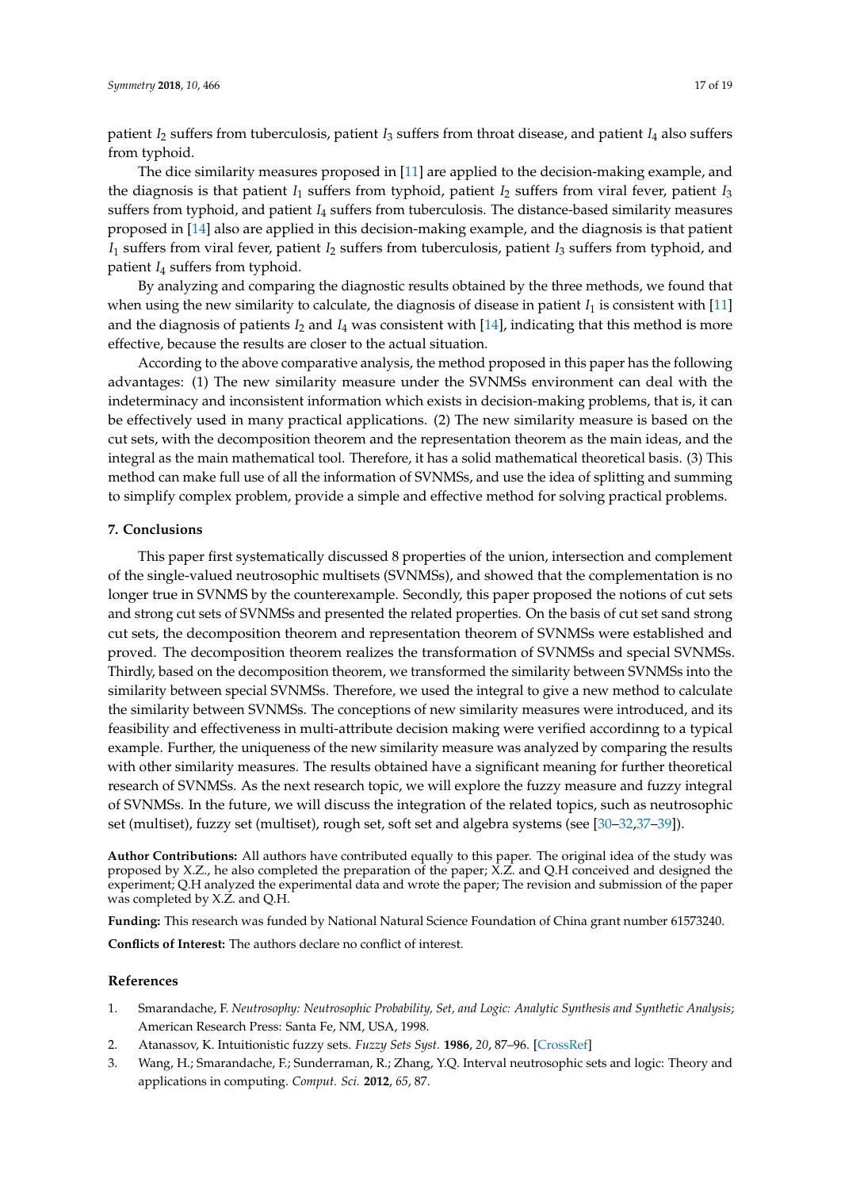patient $I_2$ suffers from tuberculosis, patient $I_3$ suffers from throat disease, and patient $I_4$ also suffers from typhoid.

The dice similarity measures proposed in [11] are applied to the decision-making example, and the diagnosis is that patient $I_1$ suffers from typhoid, patient $I_2$ suffers from viral fever, patient $I_3$ suffers from typhoid, and patient $I_4$ suffers from tuberculosis. The distance-based similarity measures proposed in [14] also are applied in this decision-making example, and the diagnosis is that patient $I_1$ suffers from viral fever, patient $I_2$ suffers from tuberculosis, patient $I_3$ suffers from typhoid, and patient $I_4$ suffers from typhoid.

By analyzing and comparing the diagnostic results obtained by the three methods, we found that when using the new similarity to calculate, the diagnosis of disease in patient $I_1$ is consistent with [11] and the diagnosis of patients $I_2$ and $I_4$ was consistent with [14], indicating that this method is more effective, because the results are closer to the actual situation.

According to the above comparative analysis, the method proposed in this paper has the following advantages: (1) The new similarity measure under the SVNMSs environment can deal with the indeterminacy and inconsistent information which exists in decision-making problems, that is, it can be effectively used in many practical applications. (2) The new similarity measure is based on the cut sets, with the decomposition theorem and the representation theorem as the main ideas, and the integral as the main mathematical tool. Therefore, it has a solid mathematical theoretical basis. (3) This method can make full use of all the information of SVNMSs, and use the idea of splitting and summing to simplify complex problem, provide a simple and effective method for solving practical problems.

## 7. Conclusions

This paper first systematically discussed 8 properties of the union, intersection and complement of the single-valued neutrosophic multisets (SVNMSs), and showed that the complementation is no longer true in SVNMS by the counterexample. Secondly, this paper proposed the notions of cut sets and strong cut sets of SVNMSs and presented the related properties. On the basis of cut sand strong cut sets, the decomposition theorem and representation theorem of SVNMSs were established and proved. The decomposition theorem realizes the transformation of SVNMSs and special SVNMSs. Thirdly, based on the decomposition theorem, we transformed the similarity between SVNMSs into the similarity between special SVNMSs. Therefore, we used the integral to give a new method to calculate the similarity between SVNMSs. The conceptions of new similarity measures were introduced, and its feasibility and effectiveness in multi-attribute decision making were verified accordinng to a typical example. Further, the uniqueness of the new similarity measure was analyzed by comparing the results with other similarity measures. The results obtained have a significant meaning for further theoretical research of SVNMSs. As the next research topic, we will explore the fuzzy measure and fuzzy integral of SVNMSs. In the future, we will discuss the integration of the related topics, such as neutrosophic set (multiset), fuzzy set (multiset), rough set, soft set and algebra systems (see [30–32,37–39]).

**Author Contributions:** All authors have contributed equally to this paper. The original idea of the study was proposed by X.Z., he also completed the preparation of the paper; X.Z. and Q.H conceived and designed the experiment; Q.H analyzed the experimental data and wrote the paper; The revision and submission of the paper was completed by X.Z. and Q.H.

**Funding:** This research was funded by National Natural Science Foundation of China grant number 61573240.

**Conflicts of Interest:** The authors declare no conflict of interest.

## References

1. Smarandache, F. *Neutrosophy: Neutrosophic Probability, Set, and Logic: Analytic Synthesis and Synthetic Analysis*; American Research Press: Santa Fe, NM, USA, 1998.
2. Atanassov, K. Intuitionistic fuzzy sets. *Fuzzy Sets Syst.* **1986**, *20*, 87–96. [CrossRef]
3. Wang, H.; Smarandache, F.; Sunderraman, R.; Zhang, Y.Q. Interval neutrosophic sets and logic: Theory and applications in computing. *Comput. Sci.* **2012**, *65*, 87.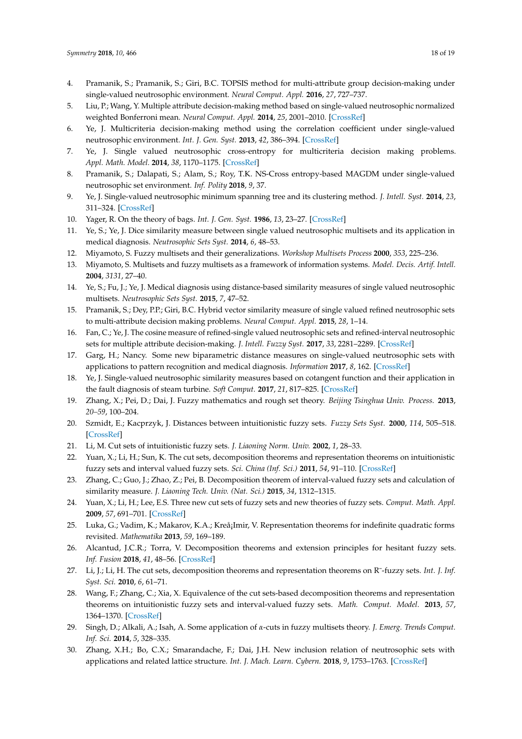4. Pramanik, S.; Pramanik, S.; Giri, B.C. TOPSIS method for multi-attribute group decision-making under single-valued neutrosophic environment. *Neural Comput. Appl.* **2016**, *27*, 727–737.
5. Liu, P.; Wang, Y. Multiple attribute decision-making method based on single-valued neutrosophic normalized weighted Bonferroni mean. *Neural Comput. Appl.* **2014**, *25*, 2001–2010. [CrossRef]
6. Ye, J. Multicriteria decision-making method using the correlation coefficient under single-valued neutrosophic environment. *Int. J. Gen. Syst.* **2013**, *42*, 386–394. [CrossRef]
7. Ye, J. Single valued neutrosophic cross-entropy for multicriteria decision making problems. *Appl. Math. Model.* **2014**, *38*, 1170–1175. [CrossRef]
8. Pramanik, S.; Dalapati, S.; Alam, S.; Roy, T.K. NS-Cross entropy-based MAGDM under single-valued neutrosophic set environment. *Inf. Polity* **2018**, *9*, 37.
9. Ye, J. Single-valued neutrosophic minimum spanning tree and its clustering method. *J. Intell. Syst.* **2014**, *23*, 311–324. [CrossRef]
10. Yager, R. On the theory of bags. *Int. J. Gen. Syst.* **1986**, *13*, 23–27. [CrossRef]
11. Ye, S.; Ye, J. Dice similarity measure between single valued neutrosophic multisets and its application in medical diagnosis. *Neutrosophic Sets Syst.* **2014**, *6*, 48–53.
12. Miyamoto, S. Fuzzy multisets and their generalizations. *Workshop Multisets Process* **2000**, *353*, 225–236.
13. Miyamoto, S. Multisets and fuzzy multisets as a framework of information systems. *Model. Decis. Artif. Intell.* **2004**, *3131*, 27–40.
14. Ye, S.; Fu, J.; Ye, J. Medical diagnosis using distance-based similarity measures of single valued neutrosophic multisets. *Neutrosophic Sets Syst.* **2015**, *7*, 47–52.
15. Pramanik, S.; Dey, P.P.; Giri, B.C. Hybrid vector similarity measure of single valued refined neutrosophic sets to multi-attribute decision making problems. *Neural Comput. Appl.* **2015**, *28*, 1–14.
16. Fan, C.; Ye, J. The cosine measure of refined-single valued neutrosophic sets and refined-interval neutrosophic sets for multiple attribute decision-making. *J. Intell. Fuzzy Syst.* **2017**, *33*, 2281–2289. [CrossRef]
17. Garg, H.; Nancy. Some new biparametric distance measures on single-valued neutrosophic sets with applications to pattern recognition and medical diagnosis. *Information* **2017**, *8*, 162. [CrossRef]
18. Ye, J. Single-valued neutrosophic similarity measures based on cotangent function and their application in the fault diagnosis of steam turbine. *Soft Comput.* **2017**, *21*, 817–825. [CrossRef]
19. Zhang, X.; Pei, D.; Dai, J. Fuzzy mathematics and rough set theory. *Beijing Tsinghua Univ. Process.* **2013**, *20–59*, 100–204.
20. Szmidt, E.; Kacprzyk, J. Distances between intuitionistic fuzzy sets. *Fuzzy Sets Syst.* **2000**, *114*, 505–518. [CrossRef]
21. Li, M. Cut sets of intuitionistic fuzzy sets. *J. Liaoning Norm. Univ.* **2002**, *1*, 28–33.
22. Yuan, X.; Li, H.; Sun, K. The cut sets, decomposition theorems and representation theorems on intuitionistic fuzzy sets and interval valued fuzzy sets. *Sci. China (Inf. Sci.)* **2011**, *54*, 91–110. [CrossRef]
23. Zhang, C.; Guo, J.; Zhao, Z.; Pei, B. Decomposition theorem of interval-valued fuzzy sets and calculation of similarity measure. *J. Liaoning Tech. Univ. (Nat. Sci.)* **2015**, *34*, 1312–1315.
24. Yuan, X.; Li, H.; Lee, E.S. Three new cut sets of fuzzy sets and new theories of fuzzy sets. *Comput. Math. Appl.* **2009**, *57*, 691–701. [CrossRef]
25. Luka, G.; Vadim, K.; Makarov, K.A.; Kreå¡Imir, V. Representation theorems for indefinite quadratic forms revisited. *Mathematika* **2013**, *59*, 169–189.
26. Alcantud, J.C.R.; Torra, V. Decomposition theorems and extension principles for hesitant fuzzy sets. *Inf. Fusion* **2018**, *41*, 48–56. [CrossRef]
27. Li, J.; Li, H. The cut sets, decomposition theorems and representation theorems on R¯-fuzzy sets. *Int. J. Inf. Syst. Sci.* **2010**, *6*, 61–71.
28. Wang, F.; Zhang, C.; Xia, X. Equivalence of the cut sets-based decomposition theorems and representation theorems on intuitionistic fuzzy sets and interval-valued fuzzy sets. *Math. Comput. Model.* **2013**, *57*, 1364–1370. [CrossRef]
29. Singh, D.; Alkali, A.; Isah, A. Some application of α-cuts in fuzzy multisets theory. *J. Emerg. Trends Comput. Inf. Sci.* **2014**, *5*, 328–335.
30. Zhang, X.H.; Bo, C.X.; Smarandache, F.; Dai, J.H. New inclusion relation of neutrosophic sets with applications and related lattice structure. *Int. J. Mach. Learn. Cybern.* **2018**, *9*, 1753–1763. [CrossRef]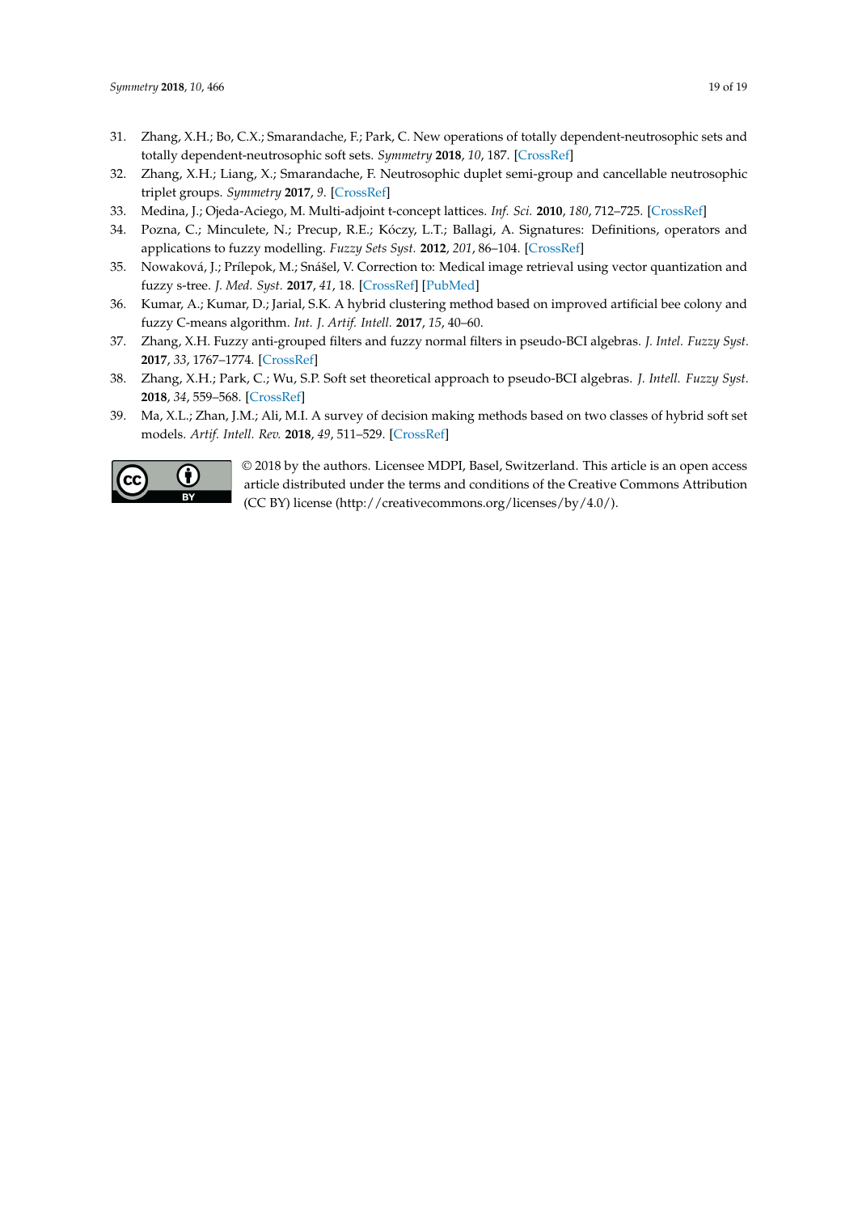31. Zhang, X.H.; Bo, C.X.; Smarandache, F.; Park, C. New operations of totally dependent-neutrosophic sets and totally dependent-neutrosophic soft sets. *Symmetry* **2018**, *10*, 187. [CrossRef]
32. Zhang, X.H.; Liang, X.; Smarandache, F. Neutrosophic duplet semi-group and cancellable neutrosophic triplet groups. *Symmetry* **2017**, *9*. [CrossRef]
33. Medina, J.; Ojeda-Aciego, M. Multi-adjoint t-concept lattices. *Inf. Sci.* **2010**, *180*, 712–725. [CrossRef]
34. Pozna, C.; Minculete, N.; Precup, R.E.; Kóczy, L.T.; Ballagi, A. Signatures: Definitions, operators and applications to fuzzy modelling. *Fuzzy Sets Syst.* **2012**, *201*, 86–104. [CrossRef]
35. Nowaková, J.; Prílepok, M.; Snášel, V. Correction to: Medical image retrieval using vector quantization and fuzzy s-tree. *J. Med. Syst.* **2017**, *41*, 18. [CrossRef] [PubMed]
36. Kumar, A.; Kumar, D.; Jarial, S.K. A hybrid clustering method based on improved artificial bee colony and fuzzy C-means algorithm. *Int. J. Artif. Intell.* **2017**, *15*, 40–60.
37. Zhang, X.H. Fuzzy anti-grouped filters and fuzzy normal filters in pseudo-BCI algebras. *J. Intel. Fuzzy Syst.* **2017**, *33*, 1767–1774. [CrossRef]
38. Zhang, X.H.; Park, C.; Wu, S.P. Soft set theoretical approach to pseudo-BCI algebras. *J. Intell. Fuzzy Syst.* **2018**, *34*, 559–568. [CrossRef]
39. Ma, X.L.; Zhan, J.M.; Ali, M.I. A survey of decision making methods based on two classes of hybrid soft set models. *Artif. Intell. Rev.* **2018**, *49*, 511–529. [CrossRef]

© 2018 by the authors. Licensee MDPI, Basel, Switzerland. This article is an open access article distributed under the terms and conditions of the Creative Commons Attribution (CC BY) license (http://creativecommons.org/licenses/by/4.0/).